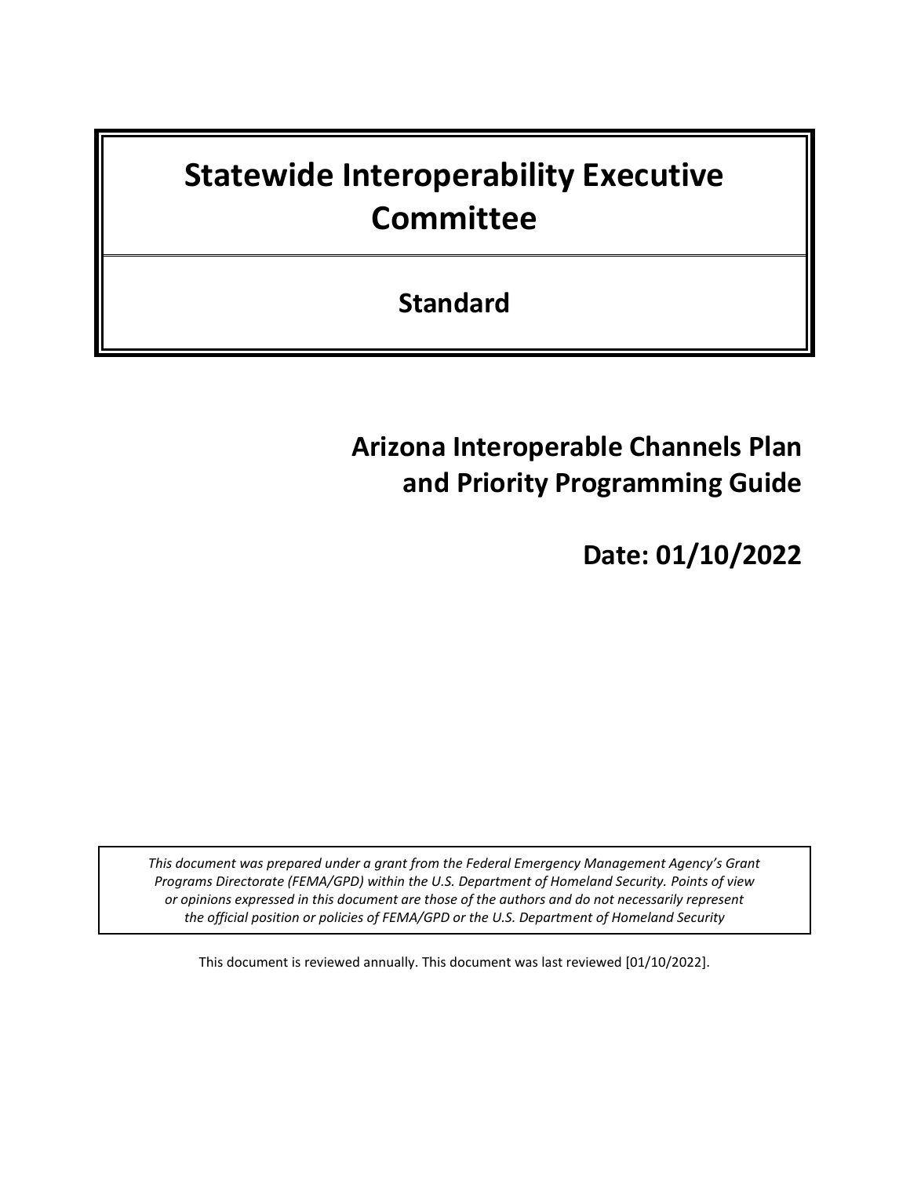# Statewide Interoperability Executive Committee

## Standard

## Arizona Interoperable Channels Plan and Priority Programming Guide

## Date: 01/10/2022

*This document was prepared under a grant from the Federal Emergency Management Agency's Grant Programs Directorate (FEMA/GPD) within the U.S. Department of Homeland Security. Points of view or opinions expressed in this document are those of the authors and do not necessarily represent the official position or policies of FEMA/GPD or the U.S. Department of Homeland Security*

This document is reviewed annually. This document was last reviewed [01/10/2022].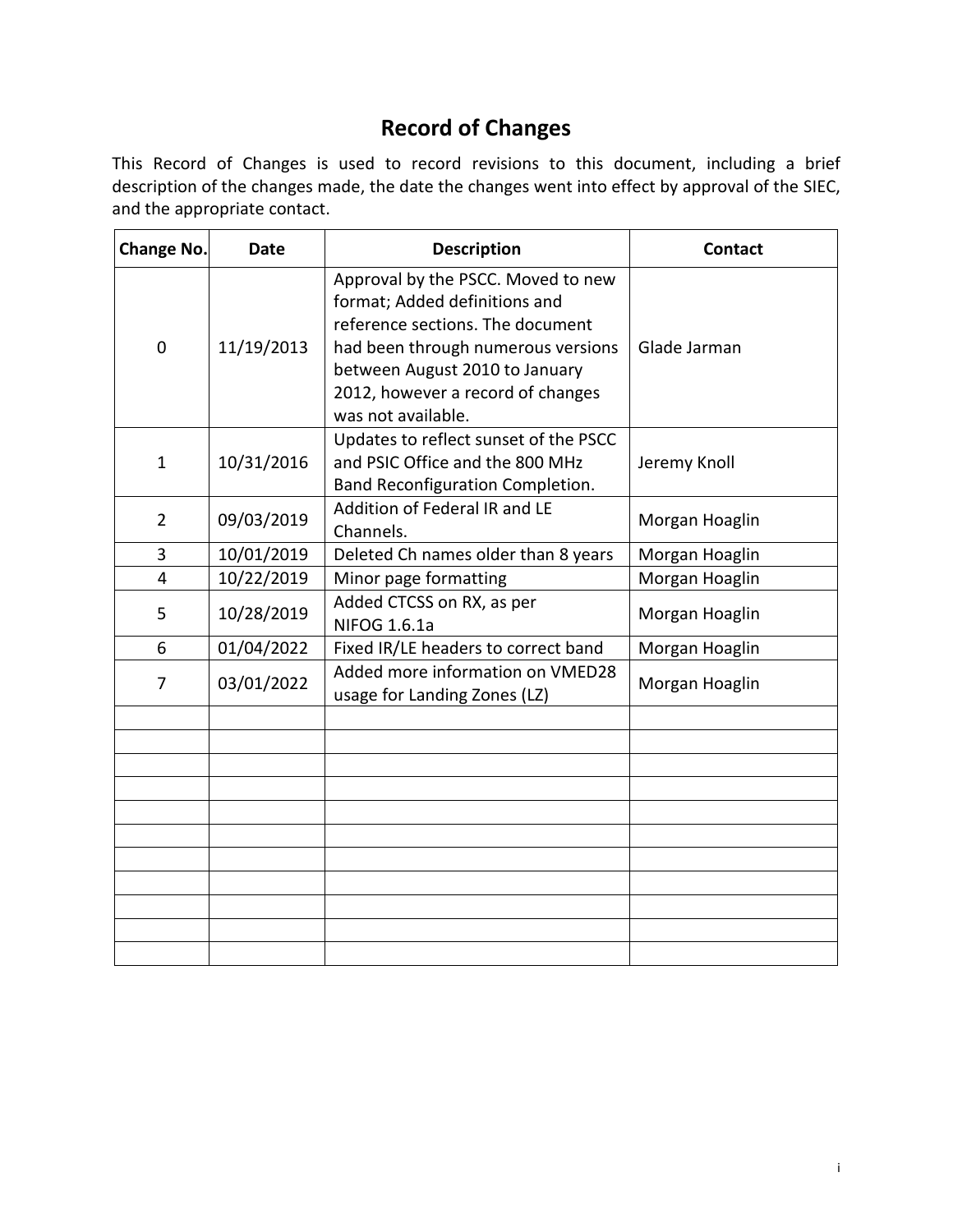# Record of Changes

This Record of Changes is used to record revisions to this document, including a brief description of the changes made, the date the changes went into effect by approval of the SIEC, and the appropriate contact.

| Change No. | Date | Description | Contact |
|---|---|---|---|
| 0 | 11/19/2013 | Approval by the PSCC. Moved to new format; Added definitions and reference sections. The document had been through numerous versions between August 2010 to January 2012, however a record of changes was not available. | Glade Jarman |
| 1 | 10/31/2016 | Updates to reflect sunset of the PSCC and PSIC Office and the 800 MHz Band Reconfiguration Completion. | Jeremy Knoll |
| 2 | 09/03/2019 | Addition of Federal IR and LE Channels. | Morgan Hoaglin |
| 3 | 10/01/2019 | Deleted Ch names older than 8 years | Morgan Hoaglin |
| 4 | 10/22/2019 | Minor page formatting | Morgan Hoaglin |
| 5 | 10/28/2019 | Added CTCSS on RX, as per NIFOG 1.6.1a | Morgan Hoaglin |
| 6 | 01/04/2022 | Fixed IR/LE headers to correct band | Morgan Hoaglin |
| 7 | 03/01/2022 | Added more information on VMED28 usage for Landing Zones (LZ) | Morgan Hoaglin |
| | | | |
| | | | |
| | | | |
| | | | |
| | | | |
| | | | |
| | | | |
| | | | |
| | | | |
| | | | |
| | | | |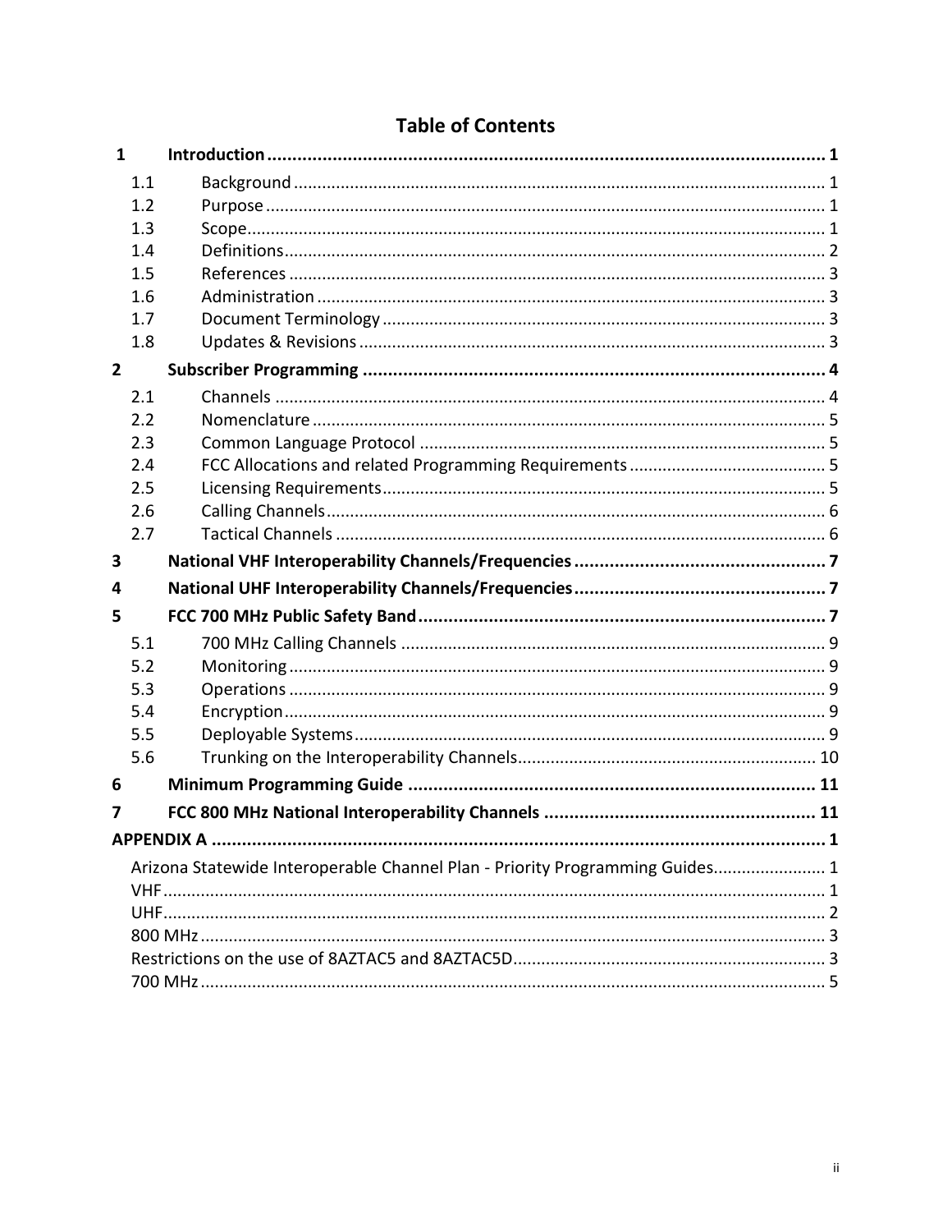# Table of Contents

- **1 Introduction** ..... 1
  - 1.1 Background ..... 1
  - 1.2 Purpose ..... 1
  - 1.3 Scope ..... 1
  - 1.4 Definitions ..... 2
  - 1.5 References ..... 3
  - 1.6 Administration ..... 3
  - 1.7 Document Terminology ..... 3
  - 1.8 Updates & Revisions ..... 3
- **2 Subscriber Programming** ..... 4
  - 2.1 Channels ..... 4
  - 2.2 Nomenclature ..... 5
  - 2.3 Common Language Protocol ..... 5
  - 2.4 FCC Allocations and related Programming Requirements ..... 5
  - 2.5 Licensing Requirements ..... 5
  - 2.6 Calling Channels ..... 6
  - 2.7 Tactical Channels ..... 6
- **3 National VHF Interoperability Channels/Frequencies** ..... 7
- **4 National UHF Interoperability Channels/Frequencies** ..... 7
- **5 FCC 700 MHz Public Safety Band** ..... 7
  - 5.1 700 MHz Calling Channels ..... 9
  - 5.2 Monitoring ..... 9
  - 5.3 Operations ..... 9
  - 5.4 Encryption ..... 9
  - 5.5 Deployable Systems ..... 9
  - 5.6 Trunking on the Interoperability Channels ..... 10
- **6 Minimum Programming Guide** ..... 11
- **7 FCC 800 MHz National Interoperability Channels** ..... 11
- **APPENDIX A** ..... 1
  - Arizona Statewide Interoperable Channel Plan - Priority Programming Guides ..... 1
  - VHF ..... 1
  - UHF ..... 2
  - 800 MHz ..... 3
  - Restrictions on the use of 8AZTAC5 and 8AZTAC5D ..... 3
  - 700 MHz ..... 5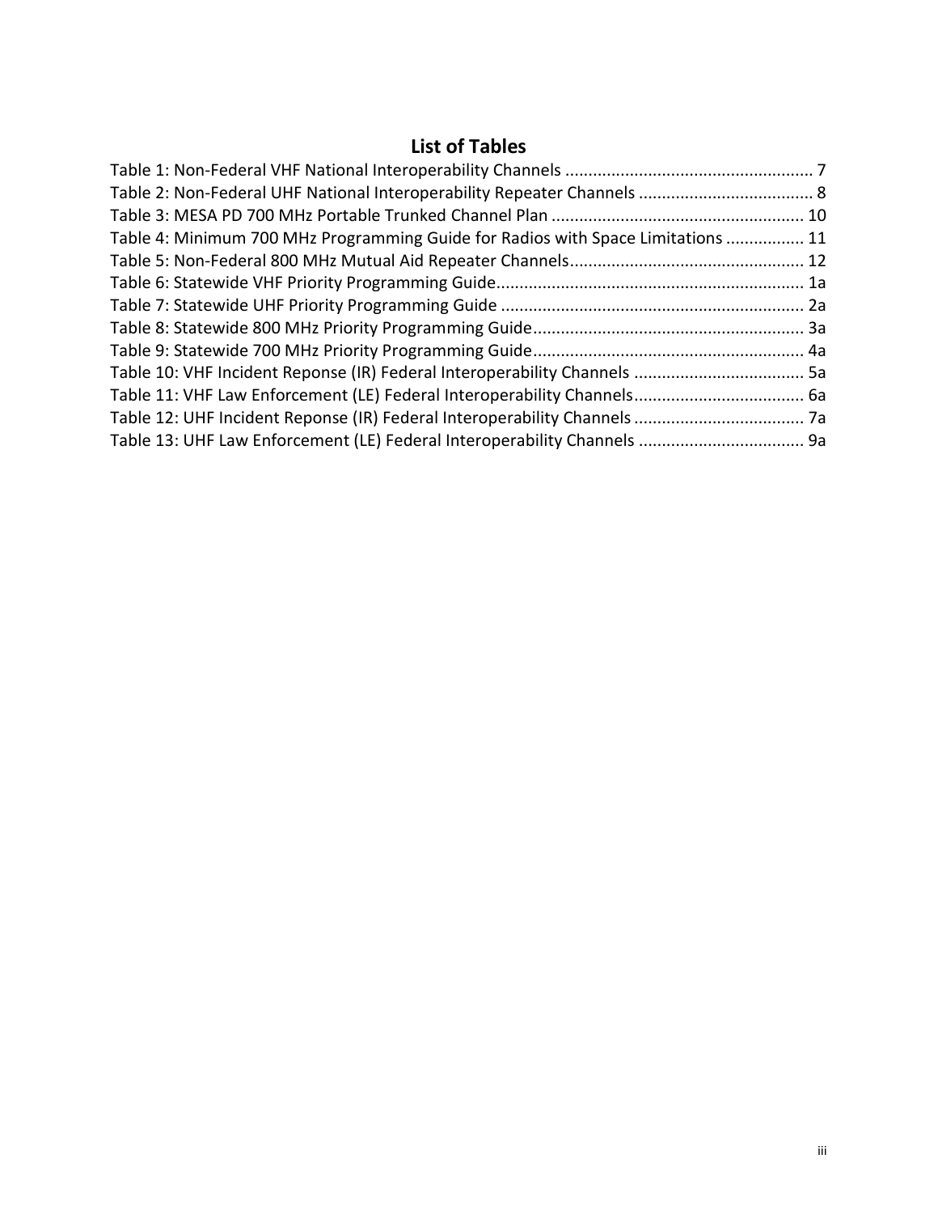# List of Tables

Table 1: Non-Federal VHF National Interoperability Channels ...................................................... 7
Table 2: Non-Federal UHF National Interoperability Repeater Channels ...................................... 8
Table 3: MESA PD 700 MHz Portable Trunked Channel Plan ....................................................... 10
Table 4: Minimum 700 MHz Programming Guide for Radios with Space Limitations ................. 11
Table 5: Non-Federal 800 MHz Mutual Aid Repeater Channels................................................... 12
Table 6: Statewide VHF Priority Programming Guide................................................................... 1a
Table 7: Statewide UHF Priority Programming Guide .................................................................. 2a
Table 8: Statewide 800 MHz Priority Programming Guide........................................................... 3a
Table 9: Statewide 700 MHz Priority Programming Guide........................................................... 4a
Table 10: VHF Incident Reponse (IR) Federal Interoperability Channels ..................................... 5a
Table 11: VHF Law Enforcement (LE) Federal Interoperability Channels..................................... 6a
Table 12: UHF Incident Reponse (IR) Federal Interoperability Channels ..................................... 7a
Table 13: UHF Law Enforcement (LE) Federal Interoperability Channels .................................... 9a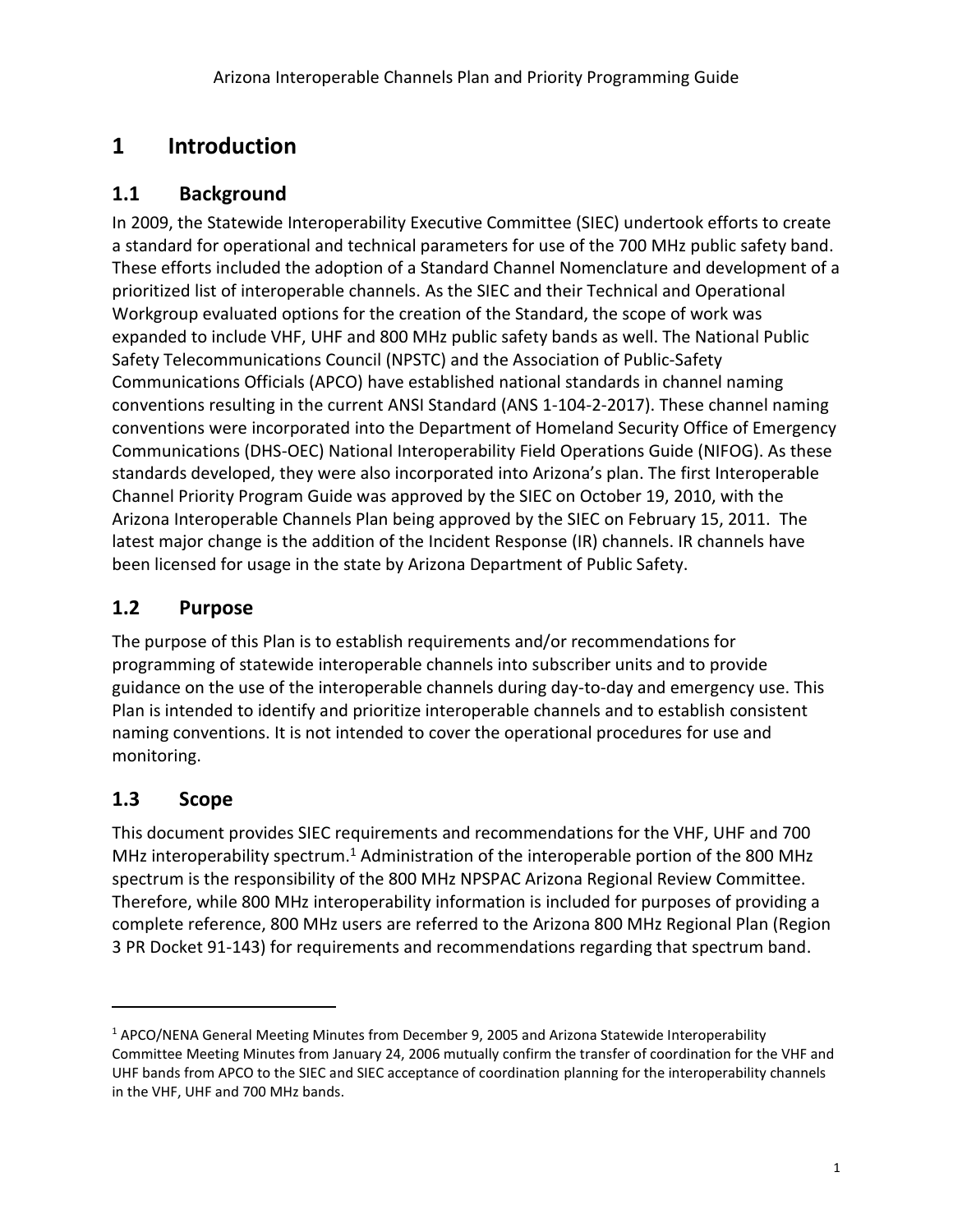# 1 Introduction

## 1.1 Background

In 2009, the Statewide Interoperability Executive Committee (SIEC) undertook efforts to create a standard for operational and technical parameters for use of the 700 MHz public safety band. These efforts included the adoption of a Standard Channel Nomenclature and development of a prioritized list of interoperable channels. As the SIEC and their Technical and Operational Workgroup evaluated options for the creation of the Standard, the scope of work was expanded to include VHF, UHF and 800 MHz public safety bands as well. The National Public Safety Telecommunications Council (NPSTC) and the Association of Public-Safety Communications Officials (APCO) have established national standards in channel naming conventions resulting in the current ANSI Standard (ANS 1-104-2-2017). These channel naming conventions were incorporated into the Department of Homeland Security Office of Emergency Communications (DHS-OEC) National Interoperability Field Operations Guide (NIFOG). As these standards developed, they were also incorporated into Arizona's plan. The first Interoperable Channel Priority Program Guide was approved by the SIEC on October 19, 2010, with the Arizona Interoperable Channels Plan being approved by the SIEC on February 15, 2011. The latest major change is the addition of the Incident Response (IR) channels. IR channels have been licensed for usage in the state by Arizona Department of Public Safety.

## 1.2 Purpose

The purpose of this Plan is to establish requirements and/or recommendations for programming of statewide interoperable channels into subscriber units and to provide guidance on the use of the interoperable channels during day-to-day and emergency use. This Plan is intended to identify and prioritize interoperable channels and to establish consistent naming conventions. It is not intended to cover the operational procedures for use and monitoring.

## 1.3 Scope

This document provides SIEC requirements and recommendations for the VHF, UHF and 700 MHz interoperability spectrum.[1] Administration of the interoperable portion of the 800 MHz spectrum is the responsibility of the 800 MHz NPSPAC Arizona Regional Review Committee. Therefore, while 800 MHz interoperability information is included for purposes of providing a complete reference, 800 MHz users are referred to the Arizona 800 MHz Regional Plan (Region 3 PR Docket 91-143) for requirements and recommendations regarding that spectrum band.

---

[1] APCO/NENA General Meeting Minutes from December 9, 2005 and Arizona Statewide Interoperability Committee Meeting Minutes from January 24, 2006 mutually confirm the transfer of coordination for the VHF and UHF bands from APCO to the SIEC and SIEC acceptance of coordination planning for the interoperability channels in the VHF, UHF and 700 MHz bands.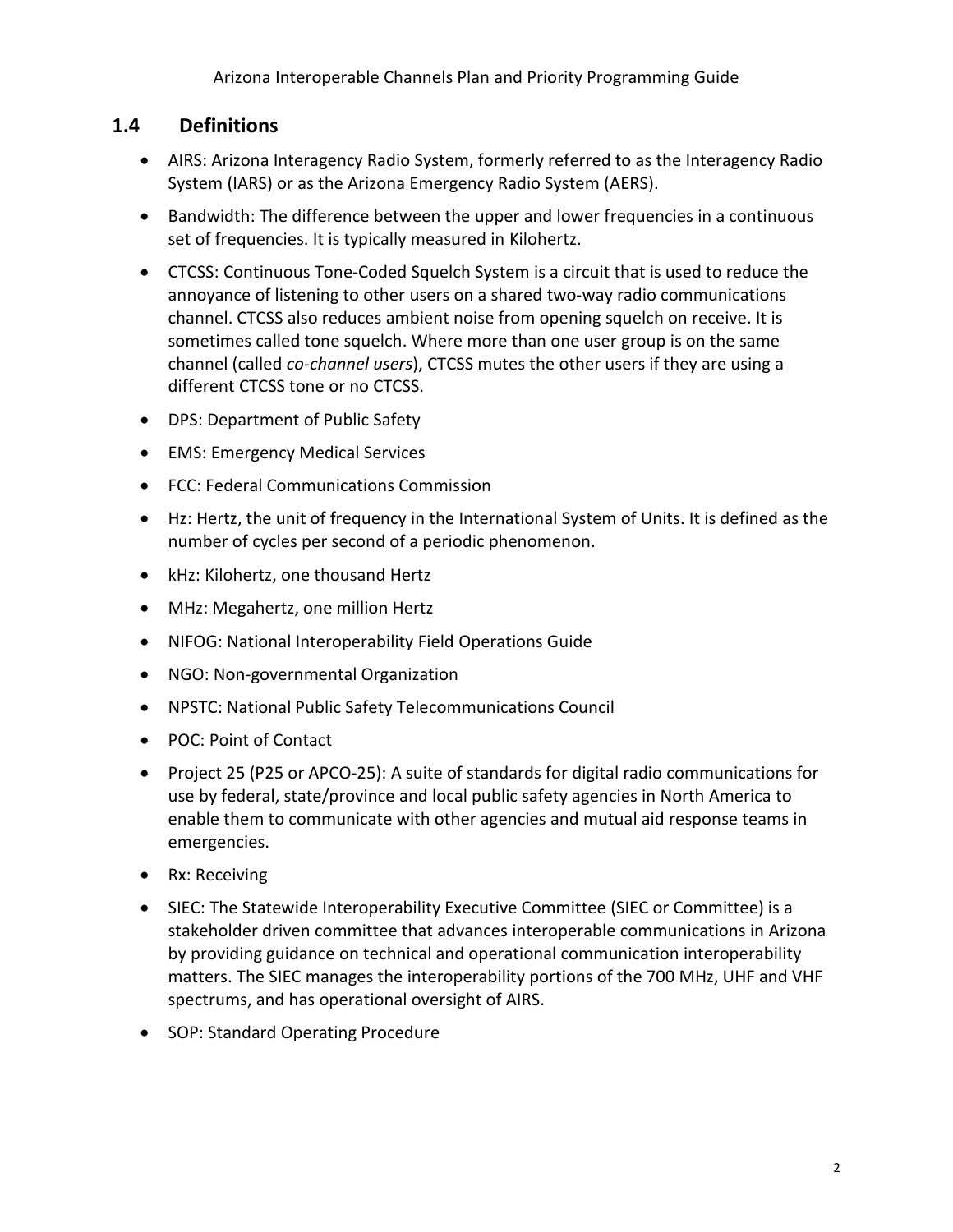## 1.4 Definitions

- AIRS: Arizona Interagency Radio System, formerly referred to as the Interagency Radio System (IARS) or as the Arizona Emergency Radio System (AERS).
- Bandwidth: The difference between the upper and lower frequencies in a continuous set of frequencies. It is typically measured in Kilohertz.
- CTCSS: Continuous Tone-Coded Squelch System is a circuit that is used to reduce the annoyance of listening to other users on a shared two-way radio communications channel. CTCSS also reduces ambient noise from opening squelch on receive. It is sometimes called tone squelch. Where more than one user group is on the same channel (called *co-channel users*), CTCSS mutes the other users if they are using a different CTCSS tone or no CTCSS.
- DPS: Department of Public Safety
- EMS: Emergency Medical Services
- FCC: Federal Communications Commission
- Hz: Hertz, the unit of frequency in the International System of Units. It is defined as the number of cycles per second of a periodic phenomenon.
- kHz: Kilohertz, one thousand Hertz
- MHz: Megahertz, one million Hertz
- NIFOG: National Interoperability Field Operations Guide
- NGO: Non-governmental Organization
- NPSTC: National Public Safety Telecommunications Council
- POC: Point of Contact
- Project 25 (P25 or APCO-25): A suite of standards for digital radio communications for use by federal, state/province and local public safety agencies in North America to enable them to communicate with other agencies and mutual aid response teams in emergencies.
- Rx: Receiving
- SIEC: The Statewide Interoperability Executive Committee (SIEC or Committee) is a stakeholder driven committee that advances interoperable communications in Arizona by providing guidance on technical and operational communication interoperability matters. The SIEC manages the interoperability portions of the 700 MHz, UHF and VHF spectrums, and has operational oversight of AIRS.
- SOP: Standard Operating Procedure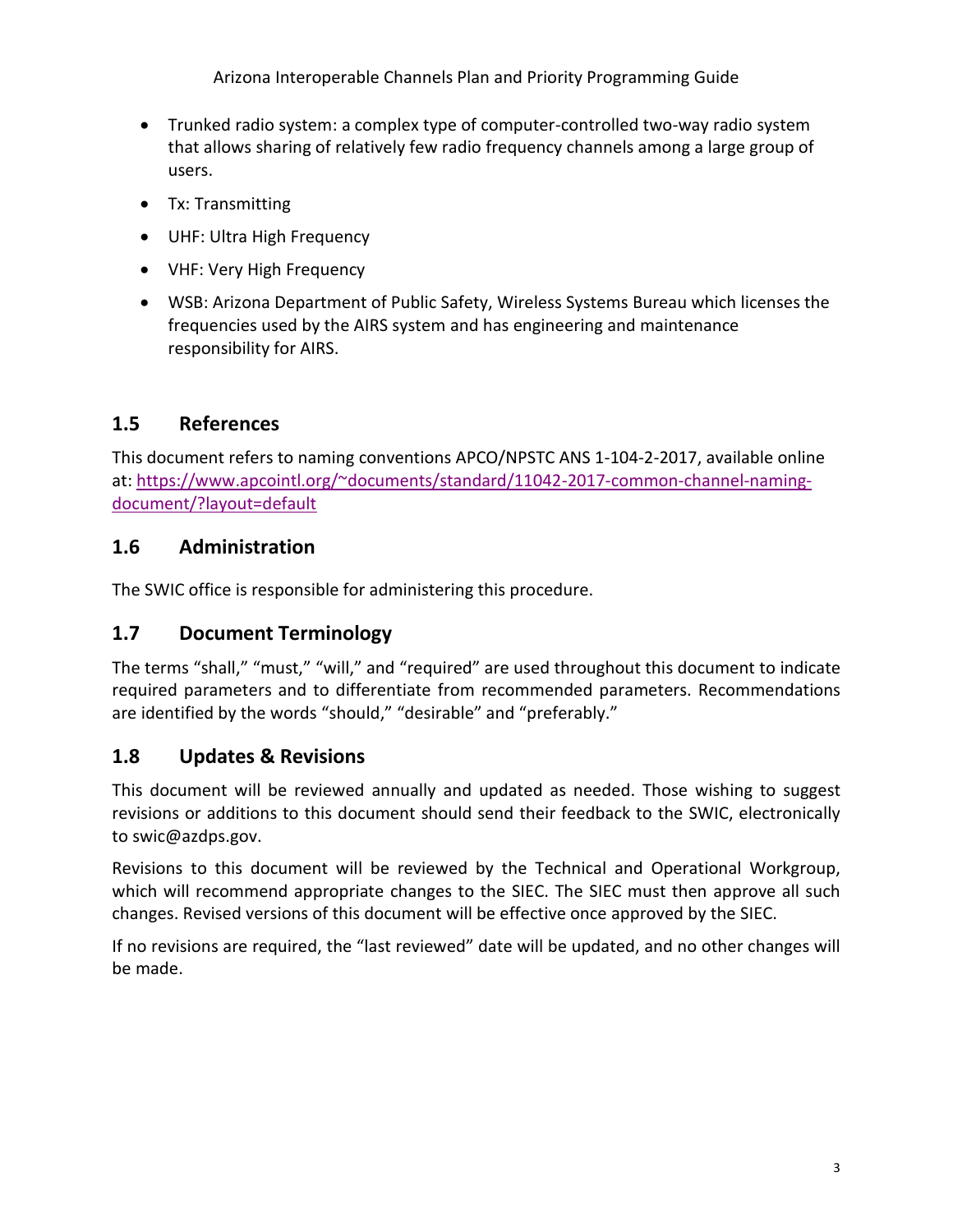- Trunked radio system: a complex type of computer-controlled two-way radio system that allows sharing of relatively few radio frequency channels among a large group of users.
- Tx: Transmitting
- UHF: Ultra High Frequency
- VHF: Very High Frequency
- WSB: Arizona Department of Public Safety, Wireless Systems Bureau which licenses the frequencies used by the AIRS system and has engineering and maintenance responsibility for AIRS.

## 1.5 References

This document refers to naming conventions APCO/NPSTC ANS 1-104-2-2017, available online at: https://www.apcointl.org/~documents/standard/11042-2017-common-channel-naming-document/?layout=default

## 1.6 Administration

The SWIC office is responsible for administering this procedure.

## 1.7 Document Terminology

The terms "shall," "must," "will," and "required" are used throughout this document to indicate required parameters and to differentiate from recommended parameters. Recommendations are identified by the words "should," "desirable" and "preferably."

## 1.8 Updates & Revisions

This document will be reviewed annually and updated as needed. Those wishing to suggest revisions or additions to this document should send their feedback to the SWIC, electronically to swic@azdps.gov.

Revisions to this document will be reviewed by the Technical and Operational Workgroup, which will recommend appropriate changes to the SIEC. The SIEC must then approve all such changes. Revised versions of this document will be effective once approved by the SIEC.

If no revisions are required, the "last reviewed" date will be updated, and no other changes will be made.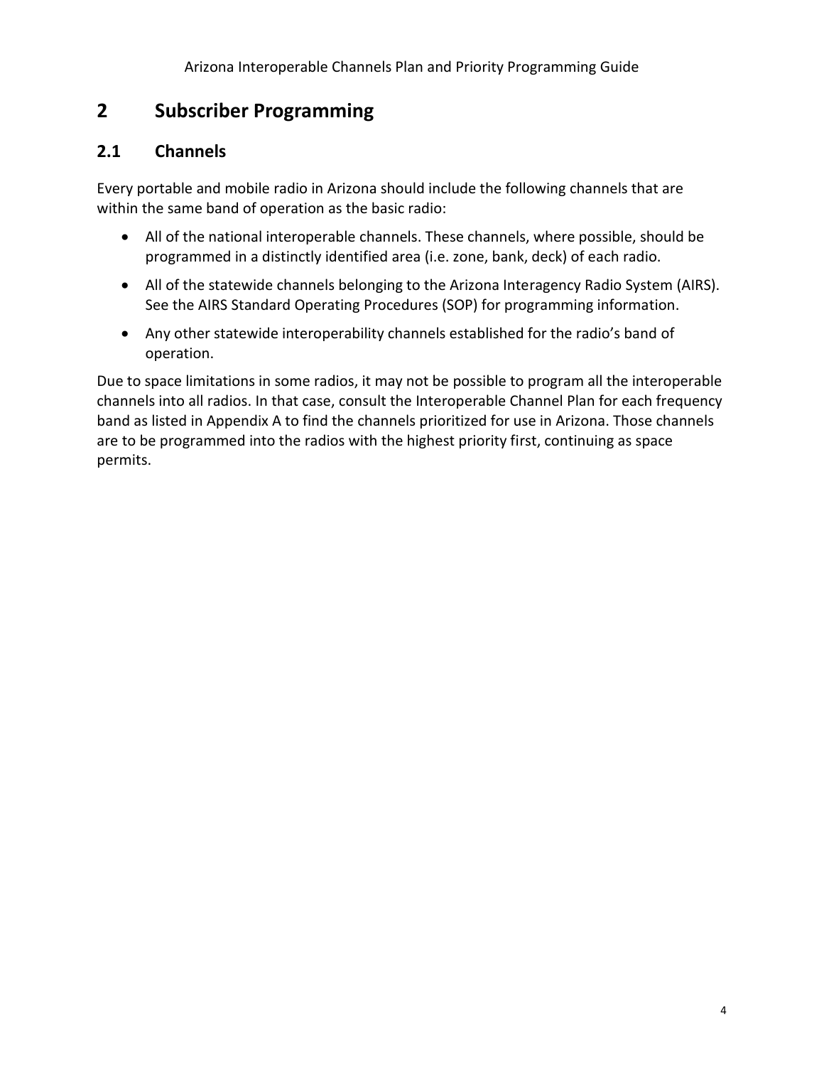# 2 Subscriber Programming

## 2.1 Channels

Every portable and mobile radio in Arizona should include the following channels that are within the same band of operation as the basic radio:

- All of the national interoperable channels. These channels, where possible, should be programmed in a distinctly identified area (i.e. zone, bank, deck) of each radio.
- All of the statewide channels belonging to the Arizona Interagency Radio System (AIRS). See the AIRS Standard Operating Procedures (SOP) for programming information.
- Any other statewide interoperability channels established for the radio's band of operation.

Due to space limitations in some radios, it may not be possible to program all the interoperable channels into all radios. In that case, consult the Interoperable Channel Plan for each frequency band as listed in Appendix A to find the channels prioritized for use in Arizona. Those channels are to be programmed into the radios with the highest priority first, continuing as space permits.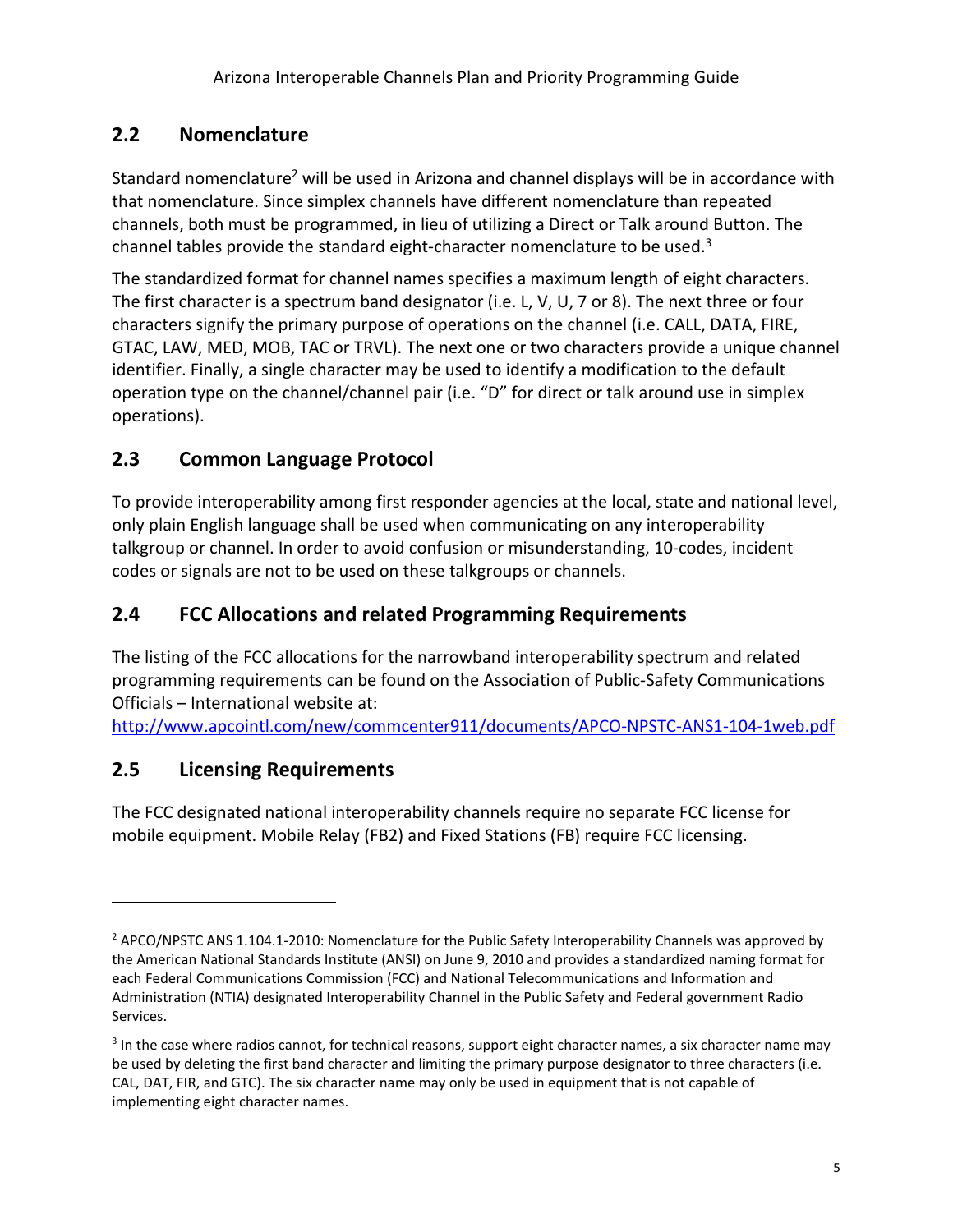## 2.2 Nomenclature

Standard nomenclature[2] will be used in Arizona and channel displays will be in accordance with that nomenclature. Since simplex channels have different nomenclature than repeated channels, both must be programmed, in lieu of utilizing a Direct or Talk around Button. The channel tables provide the standard eight-character nomenclature to be used.[3]

The standardized format for channel names specifies a maximum length of eight characters. The first character is a spectrum band designator (i.e. L, V, U, 7 or 8). The next three or four characters signify the primary purpose of operations on the channel (i.e. CALL, DATA, FIRE, GTAC, LAW, MED, MOB, TAC or TRVL). The next one or two characters provide a unique channel identifier. Finally, a single character may be used to identify a modification to the default operation type on the channel/channel pair (i.e. "D" for direct or talk around use in simplex operations).

## 2.3 Common Language Protocol

To provide interoperability among first responder agencies at the local, state and national level, only plain English language shall be used when communicating on any interoperability talkgroup or channel. In order to avoid confusion or misunderstanding, 10-codes, incident codes or signals are not to be used on these talkgroups or channels.

## 2.4 FCC Allocations and related Programming Requirements

The listing of the FCC allocations for the narrowband interoperability spectrum and related programming requirements can be found on the Association of Public-Safety Communications Officials – International website at:
http://www.apcointl.com/new/commcenter911/documents/APCO-NPSTC-ANS1-104-1web.pdf

## 2.5 Licensing Requirements

The FCC designated national interoperability channels require no separate FCC license for mobile equipment. Mobile Relay (FB2) and Fixed Stations (FB) require FCC licensing.

---

[2] APCO/NPSTC ANS 1.104.1-2010: Nomenclature for the Public Safety Interoperability Channels was approved by the American National Standards Institute (ANSI) on June 9, 2010 and provides a standardized naming format for each Federal Communications Commission (FCC) and National Telecommunications and Information and Administration (NTIA) designated Interoperability Channel in the Public Safety and Federal government Radio Services.

[3] In the case where radios cannot, for technical reasons, support eight character names, a six character name may be used by deleting the first band character and limiting the primary purpose designator to three characters (i.e. CAL, DAT, FIR, and GTC). The six character name may only be used in equipment that is not capable of implementing eight character names.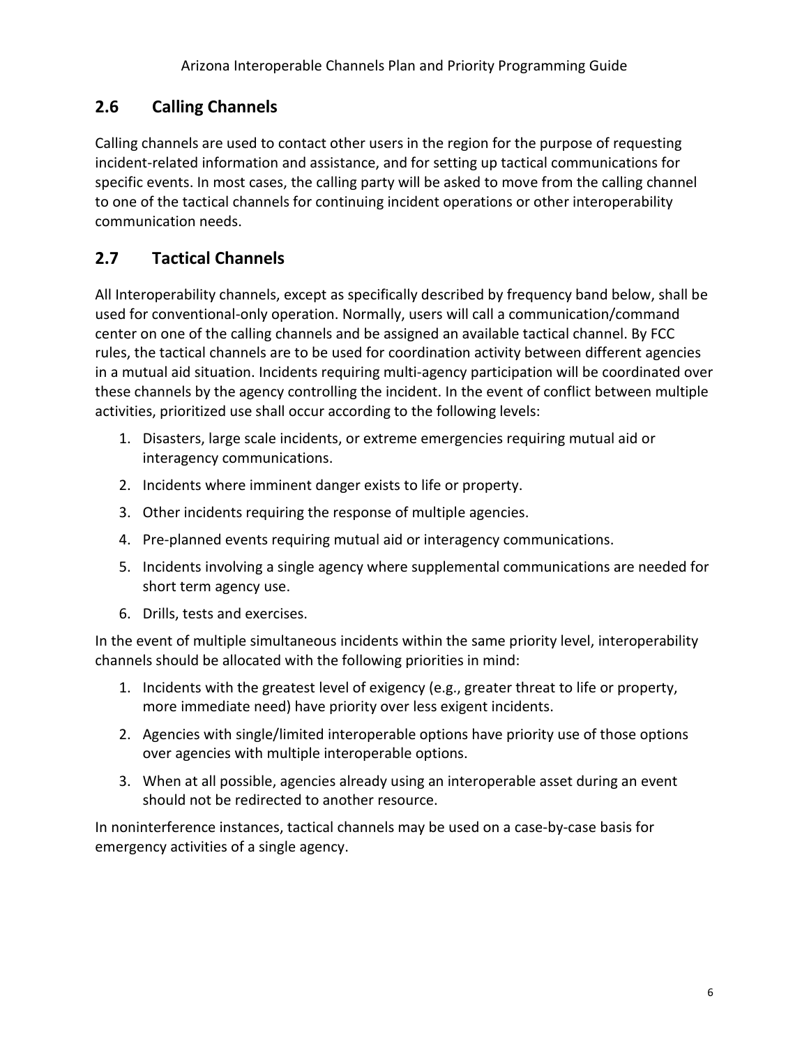## 2.6 Calling Channels

Calling channels are used to contact other users in the region for the purpose of requesting incident-related information and assistance, and for setting up tactical communications for specific events. In most cases, the calling party will be asked to move from the calling channel to one of the tactical channels for continuing incident operations or other interoperability communication needs.

## 2.7 Tactical Channels

All Interoperability channels, except as specifically described by frequency band below, shall be used for conventional-only operation. Normally, users will call a communication/command center on one of the calling channels and be assigned an available tactical channel. By FCC rules, the tactical channels are to be used for coordination activity between different agencies in a mutual aid situation. Incidents requiring multi-agency participation will be coordinated over these channels by the agency controlling the incident. In the event of conflict between multiple activities, prioritized use shall occur according to the following levels:

1. Disasters, large scale incidents, or extreme emergencies requiring mutual aid or interagency communications.
2. Incidents where imminent danger exists to life or property.
3. Other incidents requiring the response of multiple agencies.
4. Pre-planned events requiring mutual aid or interagency communications.
5. Incidents involving a single agency where supplemental communications are needed for short term agency use.
6. Drills, tests and exercises.

In the event of multiple simultaneous incidents within the same priority level, interoperability channels should be allocated with the following priorities in mind:

1. Incidents with the greatest level of exigency (e.g., greater threat to life or property, more immediate need) have priority over less exigent incidents.
2. Agencies with single/limited interoperable options have priority use of those options over agencies with multiple interoperable options.
3. When at all possible, agencies already using an interoperable asset during an event should not be redirected to another resource.

In noninterference instances, tactical channels may be used on a case-by-case basis for emergency activities of a single agency.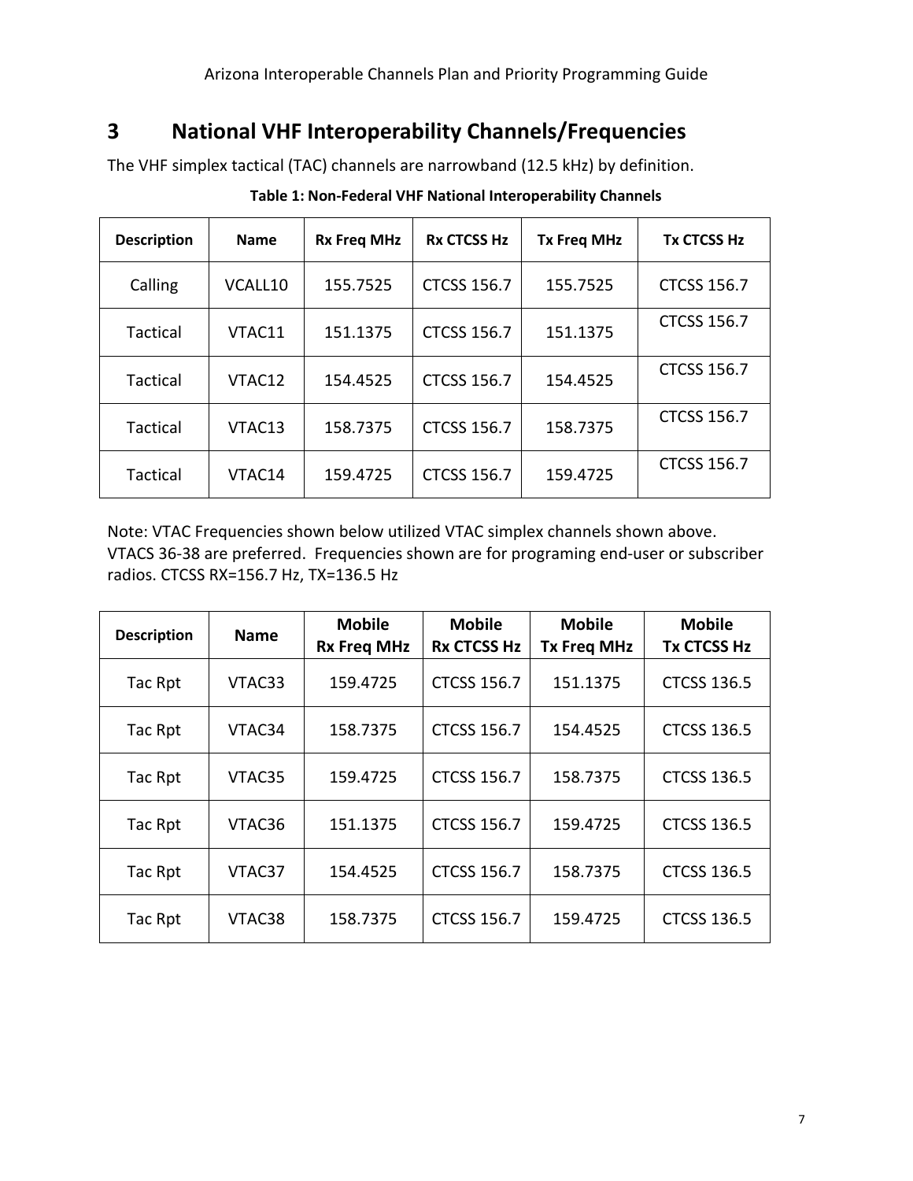# 3 National VHF Interoperability Channels/Frequencies

The VHF simplex tactical (TAC) channels are narrowband (12.5 kHz) by definition.

**Table 1: Non-Federal VHF National Interoperability Channels**

| Description | Name | Rx Freq MHz | Rx CTCSS Hz | Tx Freq MHz | Tx CTCSS Hz |
|---|---|---|---|---|---|
| Calling | VCALL10 | 155.7525 | CTCSS 156.7 | 155.7525 | CTCSS 156.7 |
| Tactical | VTAC11 | 151.1375 | CTCSS 156.7 | 151.1375 | CTCSS 156.7 |
| Tactical | VTAC12 | 154.4525 | CTCSS 156.7 | 154.4525 | CTCSS 156.7 |
| Tactical | VTAC13 | 158.7375 | CTCSS 156.7 | 158.7375 | CTCSS 156.7 |
| Tactical | VTAC14 | 159.4725 | CTCSS 156.7 | 159.4725 | CTCSS 156.7 |

Note: VTAC Frequencies shown below utilized VTAC simplex channels shown above. VTACS 36-38 are preferred. Frequencies shown are for programing end-user or subscriber radios. CTCSS RX=156.7 Hz, TX=136.5 Hz

| Description | Name | Mobile Rx Freq MHz | Mobile Rx CTCSS Hz | Mobile Tx Freq MHz | Mobile Tx CTCSS Hz |
|---|---|---|---|---|---|
| Tac Rpt | VTAC33 | 159.4725 | CTCSS 156.7 | 151.1375 | CTCSS 136.5 |
| Tac Rpt | VTAC34 | 158.7375 | CTCSS 156.7 | 154.4525 | CTCSS 136.5 |
| Tac Rpt | VTAC35 | 159.4725 | CTCSS 156.7 | 158.7375 | CTCSS 136.5 |
| Tac Rpt | VTAC36 | 151.1375 | CTCSS 156.7 | 159.4725 | CTCSS 136.5 |
| Tac Rpt | VTAC37 | 154.4525 | CTCSS 156.7 | 158.7375 | CTCSS 136.5 |
| Tac Rpt | VTAC38 | 158.7375 | CTCSS 156.7 | 159.4725 | CTCSS 136.5 |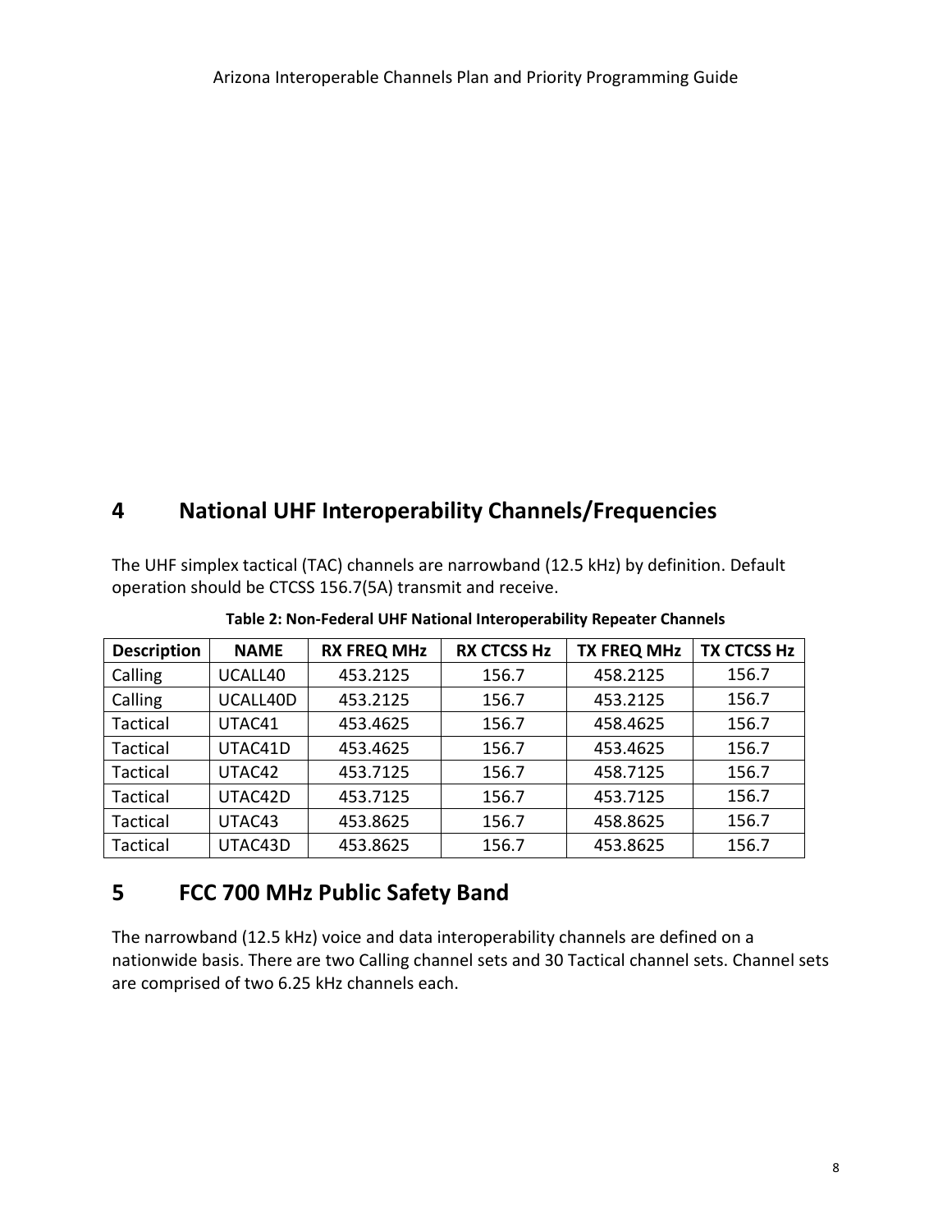## 4 National UHF Interoperability Channels/Frequencies

The UHF simplex tactical (TAC) channels are narrowband (12.5 kHz) by definition. Default operation should be CTCSS 156.7(5A) transmit and receive.

**Table 2: Non-Federal UHF National Interoperability Repeater Channels**

| Description | NAME | RX FREQ MHz | RX CTCSS Hz | TX FREQ MHz | TX CTCSS Hz |
|---|---|---|---|---|---|
| Calling | UCALL40 | 453.2125 | 156.7 | 458.2125 | 156.7 |
| Calling | UCALL40D | 453.2125 | 156.7 | 453.2125 | 156.7 |
| Tactical | UTAC41 | 453.4625 | 156.7 | 458.4625 | 156.7 |
| Tactical | UTAC41D | 453.4625 | 156.7 | 453.4625 | 156.7 |
| Tactical | UTAC42 | 453.7125 | 156.7 | 458.7125 | 156.7 |
| Tactical | UTAC42D | 453.7125 | 156.7 | 453.7125 | 156.7 |
| Tactical | UTAC43 | 453.8625 | 156.7 | 458.8625 | 156.7 |
| Tactical | UTAC43D | 453.8625 | 156.7 | 453.8625 | 156.7 |

## 5 FCC 700 MHz Public Safety Band

The narrowband (12.5 kHz) voice and data interoperability channels are defined on a nationwide basis. There are two Calling channel sets and 30 Tactical channel sets. Channel sets are comprised of two 6.25 kHz channels each.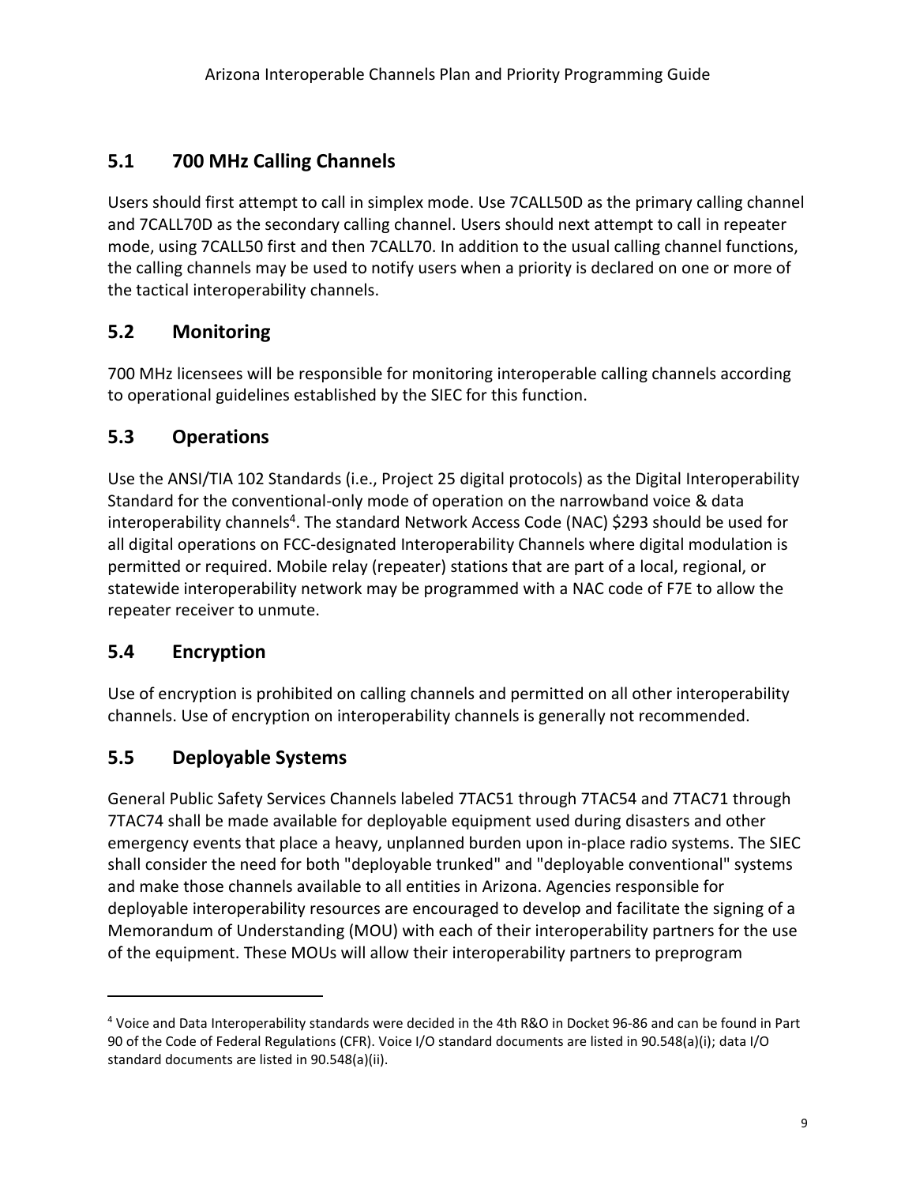## 5.1 700 MHz Calling Channels

Users should first attempt to call in simplex mode. Use 7CALL50D as the primary calling channel and 7CALL70D as the secondary calling channel. Users should next attempt to call in repeater mode, using 7CALL50 first and then 7CALL70. In addition to the usual calling channel functions, the calling channels may be used to notify users when a priority is declared on one or more of the tactical interoperability channels.

## 5.2 Monitoring

700 MHz licensees will be responsible for monitoring interoperable calling channels according to operational guidelines established by the SIEC for this function.

## 5.3 Operations

Use the ANSI/TIA 102 Standards (i.e., Project 25 digital protocols) as the Digital Interoperability Standard for the conventional-only mode of operation on the narrowband voice & data interoperability channels[4]. The standard Network Access Code (NAC) $293 should be used for all digital operations on FCC-designated Interoperability Channels where digital modulation is permitted or required. Mobile relay (repeater) stations that are part of a local, regional, or statewide interoperability network may be programmed with a NAC code of F7E to allow the repeater receiver to unmute.

## 5.4 Encryption

Use of encryption is prohibited on calling channels and permitted on all other interoperability channels. Use of encryption on interoperability channels is generally not recommended.

## 5.5 Deployable Systems

General Public Safety Services Channels labeled 7TAC51 through 7TAC54 and 7TAC71 through 7TAC74 shall be made available for deployable equipment used during disasters and other emergency events that place a heavy, unplanned burden upon in-place radio systems. The SIEC shall consider the need for both "deployable trunked" and "deployable conventional" systems and make those channels available to all entities in Arizona. Agencies responsible for deployable interoperability resources are encouraged to develop and facilitate the signing of a Memorandum of Understanding (MOU) with each of their interoperability partners for the use of the equipment. These MOUs will allow their interoperability partners to preprogram

---

[4] Voice and Data Interoperability standards were decided in the 4th R&O in Docket 96-86 and can be found in Part 90 of the Code of Federal Regulations (CFR). Voice I/O standard documents are listed in 90.548(a)(i); data I/O standard documents are listed in 90.548(a)(ii).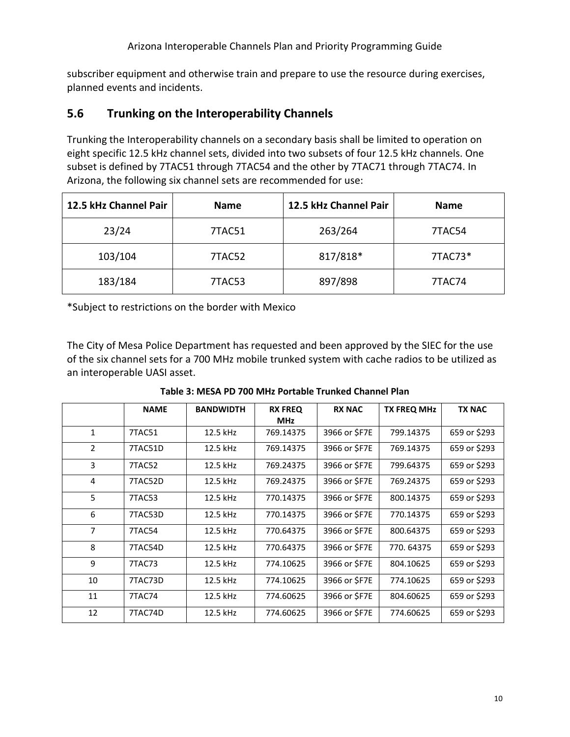subscriber equipment and otherwise train and prepare to use the resource during exercises, planned events and incidents.

## 5.6 Trunking on the Interoperability Channels

Trunking the Interoperability channels on a secondary basis shall be limited to operation on eight specific 12.5 kHz channel sets, divided into two subsets of four 12.5 kHz channels. One subset is defined by 7TAC51 through 7TAC54 and the other by 7TAC71 through 7TAC74. In Arizona, the following six channel sets are recommended for use:

| 12.5 kHz Channel Pair | Name | 12.5 kHz Channel Pair | Name |
|---|---|---|---|
| 23/24 | 7TAC51 | 263/264 | 7TAC54 |
| 103/104 | 7TAC52 | 817/818* | 7TAC73* |
| 183/184 | 7TAC53 | 897/898 | 7TAC74 |

*Subject to restrictions on the border with Mexico

The City of Mesa Police Department has requested and been approved by the SIEC for the use of the six channel sets for a 700 MHz mobile trunked system with cache radios to be utilized as an interoperable UASI asset.

**Table 3: MESA PD 700 MHz Portable Trunked Channel Plan**

| | NAME | BANDWIDTH | RX FREQ MHz | RX NAC | TX FREQ MHz | TX NAC |
|---|---|---|---|---|---|---|
| 1 | 7TAC51 | 12.5 kHz | 769.14375 | 3966 or $F7E | 799.14375 | 659 or $293 |
| 2 | 7TAC51D | 12.5 kHz | 769.14375 | 3966 or $F7E | 769.14375 | 659 or $293 |
| 3 | 7TAC52 | 12.5 kHz | 769.24375 | 3966 or $F7E | 799.64375 | 659 or $293 |
| 4 | 7TAC52D | 12.5 kHz | 769.24375 | 3966 or $F7E | 769.24375 | 659 or $293 |
| 5 | 7TAC53 | 12.5 kHz | 770.14375 | 3966 or $F7E | 800.14375 | 659 or $293 |
| 6 | 7TAC53D | 12.5 kHz | 770.14375 | 3966 or $F7E | 770.14375 | 659 or $293 |
| 7 | 7TAC54 | 12.5 kHz | 770.64375 | 3966 or $F7E | 800.64375 | 659 or $293 |
| 8 | 7TAC54D | 12.5 kHz | 770.64375 | 3966 or $F7E | 770. 64375 | 659 or $293 |
| 9 | 7TAC73 | 12.5 kHz | 774.10625 | 3966 or $F7E | 804.10625 | 659 or $293 |
| 10 | 7TAC73D | 12.5 kHz | 774.10625 | 3966 or $F7E | 774.10625 | 659 or $293 |
| 11 | 7TAC74 | 12.5 kHz | 774.60625 | 3966 or $F7E | 804.60625 | 659 or $293 |
| 12 | 7TAC74D | 12.5 kHz | 774.60625 | 3966 or $F7E | 774.60625 | 659 or $293 |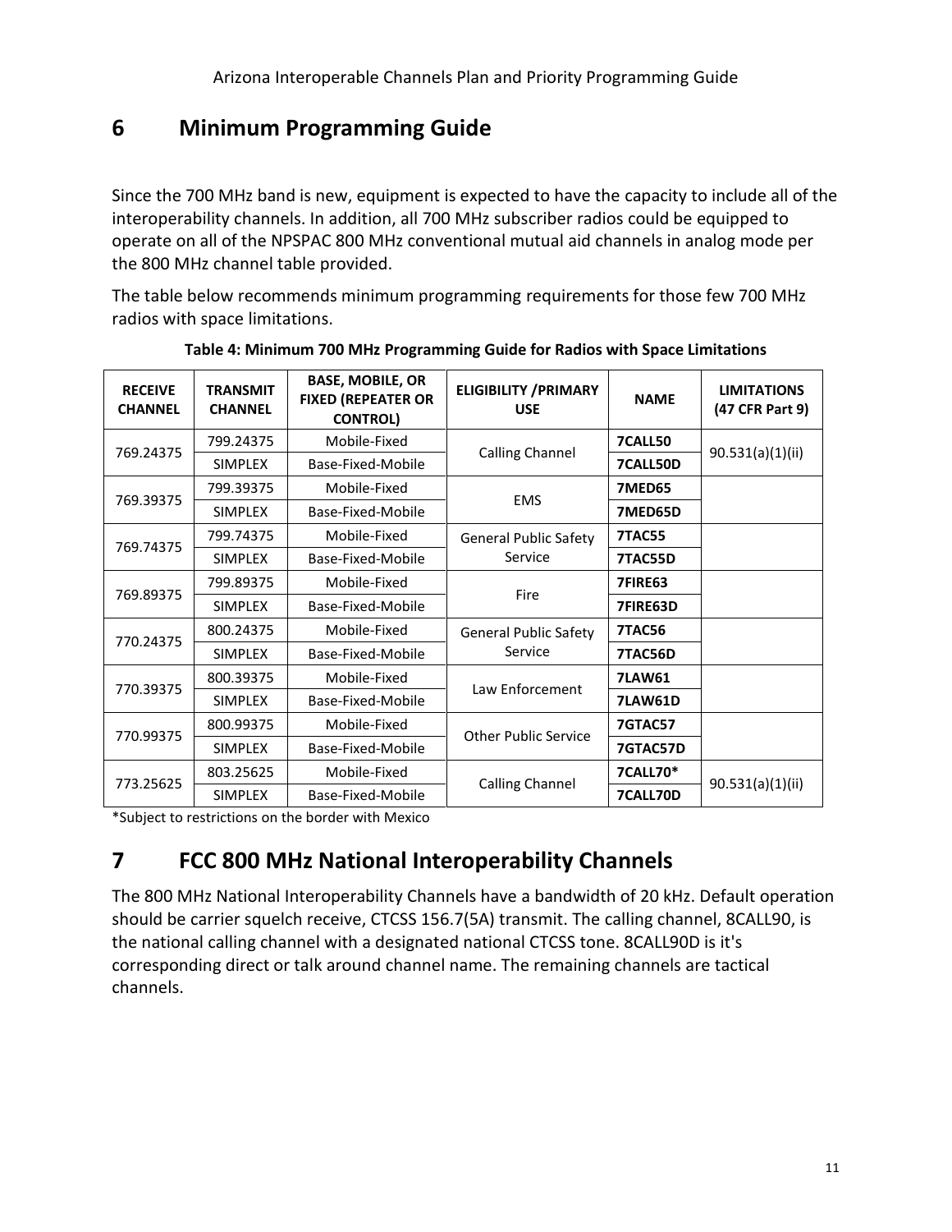# 6 Minimum Programming Guide

Since the 700 MHz band is new, equipment is expected to have the capacity to include all of the interoperability channels. In addition, all 700 MHz subscriber radios could be equipped to operate on all of the NPSPAC 800 MHz conventional mutual aid channels in analog mode per the 800 MHz channel table provided.

The table below recommends minimum programming requirements for those few 700 MHz radios with space limitations.

**Table 4: Minimum 700 MHz Programming Guide for Radios with Space Limitations**

| RECEIVE CHANNEL | TRANSMIT CHANNEL | BASE, MOBILE, OR FIXED (REPEATER OR CONTROL) | ELIGIBILITY /PRIMARY USE | NAME | LIMITATIONS (47 CFR Part 9) |
|---|---|---|---|---|---|
| 769.24375 | 799.24375 | Mobile-Fixed | Calling Channel | **7CALL50** | 90.531(a)(1)(ii) |
| | SIMPLEX | Base-Fixed-Mobile | | **7CALL50D** | |
| 769.39375 | 799.39375 | Mobile-Fixed | EMS | **7MED65** | |
| | SIMPLEX | Base-Fixed-Mobile | | **7MED65D** | |
| 769.74375 | 799.74375 | Mobile-Fixed | General Public Safety Service | **7TAC55** | |
| | SIMPLEX | Base-Fixed-Mobile | | **7TAC55D** | |
| 769.89375 | 799.89375 | Mobile-Fixed | Fire | **7FIRE63** | |
| | SIMPLEX | Base-Fixed-Mobile | | **7FIRE63D** | |
| 770.24375 | 800.24375 | Mobile-Fixed | General Public Safety Service | **7TAC56** | |
| | SIMPLEX | Base-Fixed-Mobile | | **7TAC56D** | |
| 770.39375 | 800.39375 | Mobile-Fixed | Law Enforcement | **7LAW61** | |
| | SIMPLEX | Base-Fixed-Mobile | | **7LAW61D** | |
| 770.99375 | 800.99375 | Mobile-Fixed | Other Public Service | **7GTAC57** | |
| | SIMPLEX | Base-Fixed-Mobile | | **7GTAC57D** | |
| 773.25625 | 803.25625 | Mobile-Fixed | Calling Channel | **7CALL70*** | 90.531(a)(1)(ii) |
| | SIMPLEX | Base-Fixed-Mobile | | **7CALL70D** | |

*Subject to restrictions on the border with Mexico

# 7 FCC 800 MHz National Interoperability Channels

The 800 MHz National Interoperability Channels have a bandwidth of 20 kHz. Default operation should be carrier squelch receive, CTCSS 156.7(5A) transmit. The calling channel, 8CALL90, is the national calling channel with a designated national CTCSS tone. 8CALL90D is it's corresponding direct or talk around channel name. The remaining channels are tactical channels.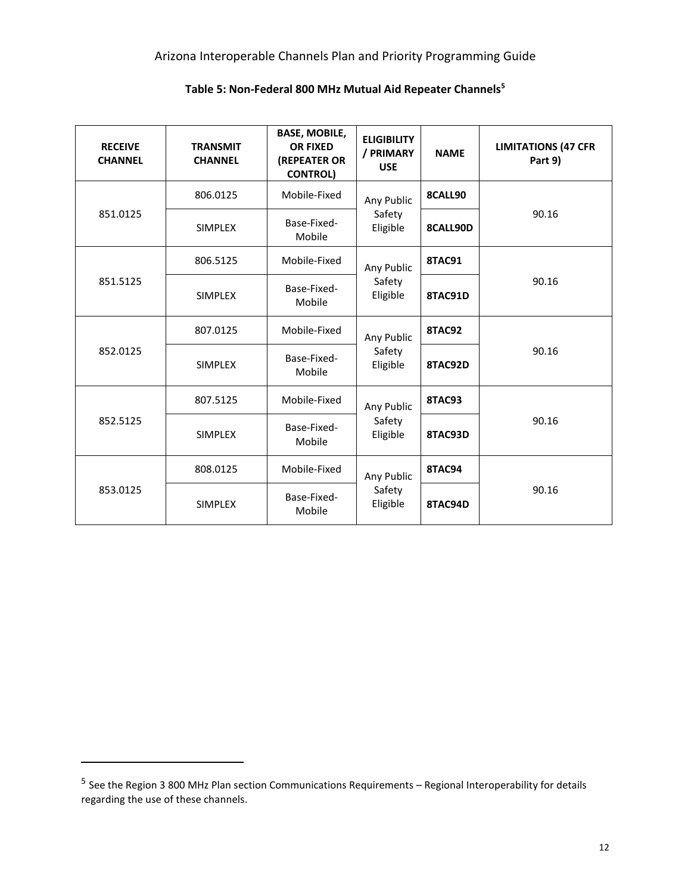**Table 5: Non-Federal 800 MHz Mutual Aid Repeater Channels**[5]

| RECEIVE CHANNEL | TRANSMIT CHANNEL | BASE, MOBILE, OR FIXED (REPEATER OR CONTROL) | ELIGIBILITY / PRIMARY USE | NAME | LIMITATIONS (47 CFR Part 9) |
|---|---|---|---|---|---|
| 851.0125 | 806.0125 | Mobile-Fixed | Any Public Safety Eligible | **8CALL90** | 90.16 |
| | SIMPLEX | Base-Fixed-Mobile | | **8CALL90D** | |
| 851.5125 | 806.5125 | Mobile-Fixed | Any Public Safety Eligible | **8TAC91** | 90.16 |
| | SIMPLEX | Base-Fixed-Mobile | | **8TAC91D** | |
| 852.0125 | 807.0125 | Mobile-Fixed | Any Public Safety Eligible | **8TAC92** | 90.16 |
| | SIMPLEX | Base-Fixed-Mobile | | **8TAC92D** | |
| 852.5125 | 807.5125 | Mobile-Fixed | Any Public Safety Eligible | **8TAC93** | 90.16 |
| | SIMPLEX | Base-Fixed-Mobile | | **8TAC93D** | |
| 853.0125 | 808.0125 | Mobile-Fixed | Any Public Safety Eligible | **8TAC94** | 90.16 |
| | SIMPLEX | Base-Fixed-Mobile | | **8TAC94D** | |

[5] See the Region 3 800 MHz Plan section Communications Requirements – Regional Interoperability for details regarding the use of these channels.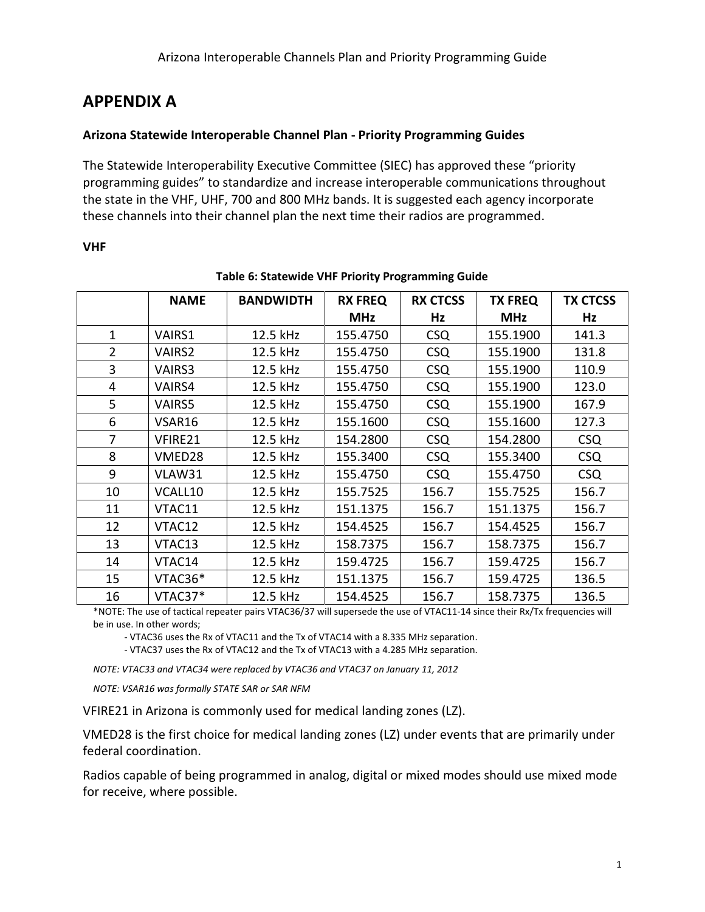# APPENDIX A

**Arizona Statewide Interoperable Channel Plan - Priority Programming Guides**

The Statewide Interoperability Executive Committee (SIEC) has approved these "priority programming guides" to standardize and increase interoperable communications throughout the state in the VHF, UHF, 700 and 800 MHz bands. It is suggested each agency incorporate these channels into their channel plan the next time their radios are programmed.

**VHF**

**Table 6: Statewide VHF Priority Programming Guide**

| | NAME | BANDWIDTH | RX FREQ MHz | RX CTCSS Hz | TX FREQ MHz | TX CTCSS Hz |
|---|---|---|---|---|---|---|
| 1 | VAIRS1 | 12.5 kHz | 155.4750 | CSQ | 155.1900 | 141.3 |
| 2 | VAIRS2 | 12.5 kHz | 155.4750 | CSQ | 155.1900 | 131.8 |
| 3 | VAIRS3 | 12.5 kHz | 155.4750 | CSQ | 155.1900 | 110.9 |
| 4 | VAIRS4 | 12.5 kHz | 155.4750 | CSQ | 155.1900 | 123.0 |
| 5 | VAIRS5 | 12.5 kHz | 155.4750 | CSQ | 155.1900 | 167.9 |
| 6 | VSAR16 | 12.5 kHz | 155.1600 | CSQ | 155.1600 | 127.3 |
| 7 | VFIRE21 | 12.5 kHz | 154.2800 | CSQ | 154.2800 | CSQ |
| 8 | VMED28 | 12.5 kHz | 155.3400 | CSQ | 155.3400 | CSQ |
| 9 | VLAW31 | 12.5 kHz | 155.4750 | CSQ | 155.4750 | CSQ |
| 10 | VCALL10 | 12.5 kHz | 155.7525 | 156.7 | 155.7525 | 156.7 |
| 11 | VTAC11 | 12.5 kHz | 151.1375 | 156.7 | 151.1375 | 156.7 |
| 12 | VTAC12 | 12.5 kHz | 154.4525 | 156.7 | 154.4525 | 156.7 |
| 13 | VTAC13 | 12.5 kHz | 158.7375 | 156.7 | 158.7375 | 156.7 |
| 14 | VTAC14 | 12.5 kHz | 159.4725 | 156.7 | 159.4725 | 156.7 |
| 15 | VTAC36* | 12.5 kHz | 151.1375 | 156.7 | 159.4725 | 136.5 |
| 16 | VTAC37* | 12.5 kHz | 154.4525 | 156.7 | 158.7375 | 136.5 |

*NOTE: The use of tactical repeater pairs VTAC36/37 will supersede the use of VTAC11-14 since their Rx/Tx frequencies will be in use. In other words;

- VTAC36 uses the Rx of VTAC11 and the Tx of VTAC14 with a 8.335 MHz separation.
- VTAC37 uses the Rx of VTAC12 and the Tx of VTAC13 with a 4.285 MHz separation.

*NOTE: VTAC33 and VTAC34 were replaced by VTAC36 and VTAC37 on January 11, 2012*

*NOTE: VSAR16 was formally STATE SAR or SAR NFM*

VFIRE21 in Arizona is commonly used for medical landing zones (LZ).

VMED28 is the first choice for medical landing zones (LZ) under events that are primarily under federal coordination.

Radios capable of being programmed in analog, digital or mixed modes should use mixed mode for receive, where possible.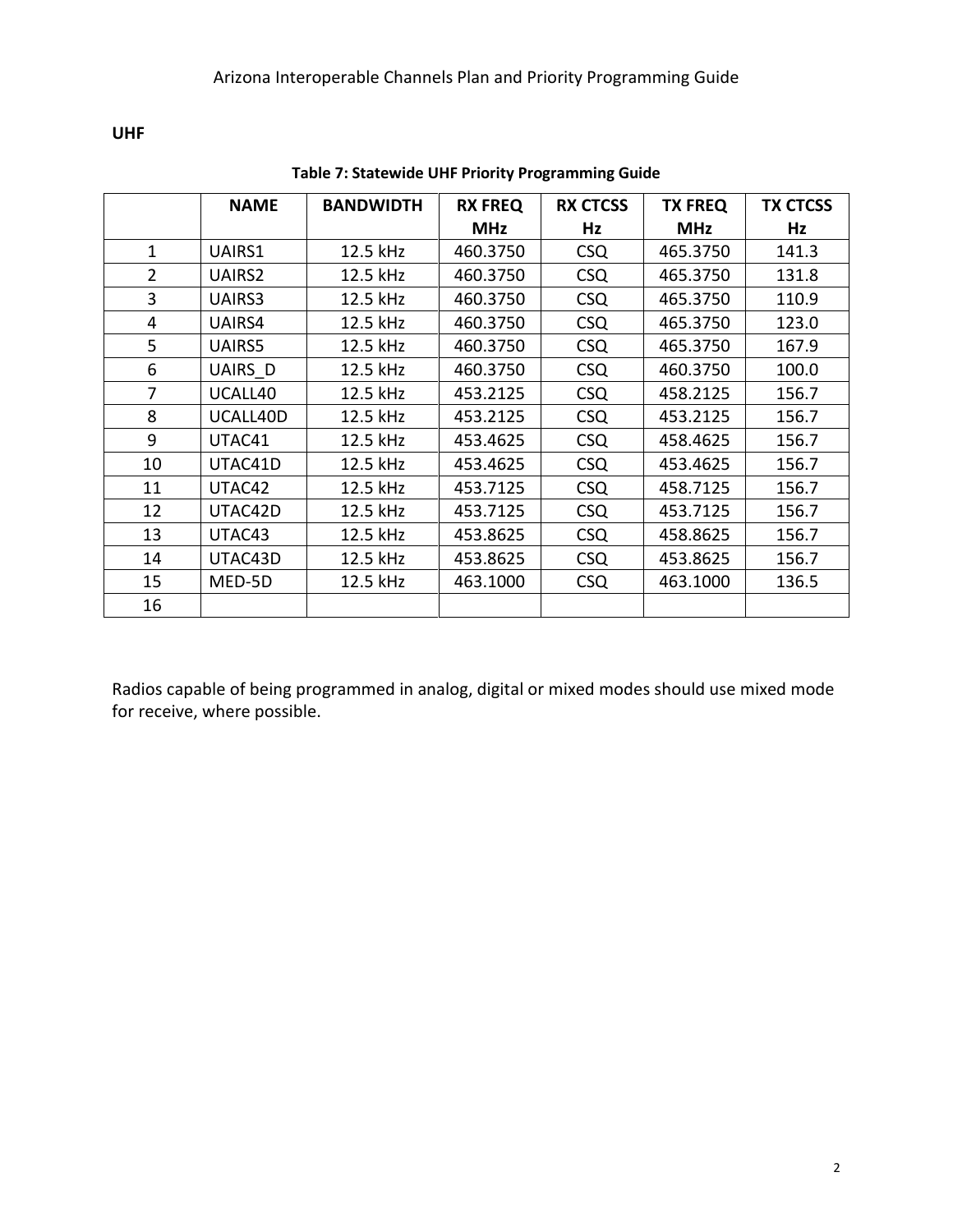## UHF

**Table 7: Statewide UHF Priority Programming Guide**

| | NAME | BANDWIDTH | RX FREQ MHz | RX CTCSS Hz | TX FREQ MHz | TX CTCSS Hz |
|---|---|---|---|---|---|---|
| 1 | UAIRS1 | 12.5 kHz | 460.3750 | CSQ | 465.3750 | 141.3 |
| 2 | UAIRS2 | 12.5 kHz | 460.3750 | CSQ | 465.3750 | 131.8 |
| 3 | UAIRS3 | 12.5 kHz | 460.3750 | CSQ | 465.3750 | 110.9 |
| 4 | UAIRS4 | 12.5 kHz | 460.3750 | CSQ | 465.3750 | 123.0 |
| 5 | UAIRS5 | 12.5 kHz | 460.3750 | CSQ | 465.3750 | 167.9 |
| 6 | UAIRS_D | 12.5 kHz | 460.3750 | CSQ | 460.3750 | 100.0 |
| 7 | UCALL40 | 12.5 kHz | 453.2125 | CSQ | 458.2125 | 156.7 |
| 8 | UCALL40D | 12.5 kHz | 453.2125 | CSQ | 453.2125 | 156.7 |
| 9 | UTAC41 | 12.5 kHz | 453.4625 | CSQ | 458.4625 | 156.7 |
| 10 | UTAC41D | 12.5 kHz | 453.4625 | CSQ | 453.4625 | 156.7 |
| 11 | UTAC42 | 12.5 kHz | 453.7125 | CSQ | 458.7125 | 156.7 |
| 12 | UTAC42D | 12.5 kHz | 453.7125 | CSQ | 453.7125 | 156.7 |
| 13 | UTAC43 | 12.5 kHz | 453.8625 | CSQ | 458.8625 | 156.7 |
| 14 | UTAC43D | 12.5 kHz | 453.8625 | CSQ | 453.8625 | 156.7 |
| 15 | MED-5D | 12.5 kHz | 463.1000 | CSQ | 463.1000 | 136.5 |
| 16 | | | | | | |

Radios capable of being programmed in analog, digital or mixed modes should use mixed mode for receive, where possible.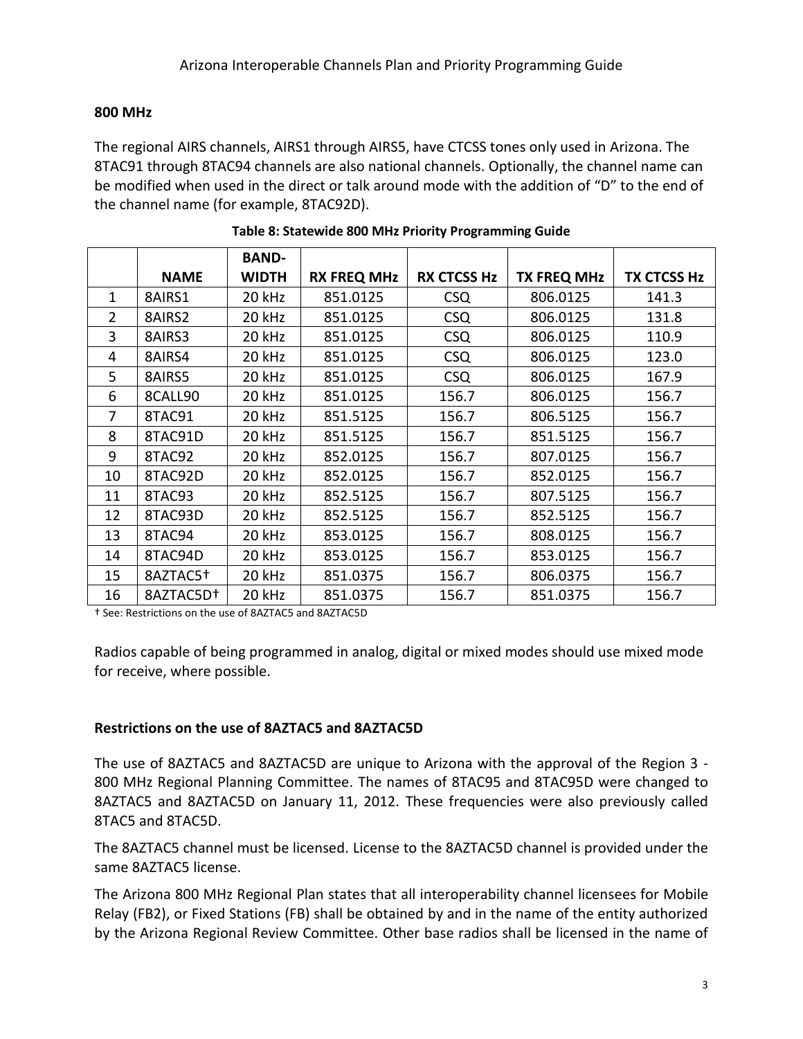## 800 MHz

The regional AIRS channels, AIRS1 through AIRS5, have CTCSS tones only used in Arizona. The 8TAC91 through 8TAC94 channels are also national channels. Optionally, the channel name can be modified when used in the direct or talk around mode with the addition of "D" to the end of the channel name (for example, 8TAC92D).

**Table 8: Statewide 800 MHz Priority Programming Guide**

| | NAME | BAND-WIDTH | RX FREQ MHz | RX CTCSS Hz | TX FREQ MHz | TX CTCSS Hz |
|---|---|---|---|---|---|---|
| 1 | 8AIRS1 | 20 kHz | 851.0125 | CSQ | 806.0125 | 141.3 |
| 2 | 8AIRS2 | 20 kHz | 851.0125 | CSQ | 806.0125 | 131.8 |
| 3 | 8AIRS3 | 20 kHz | 851.0125 | CSQ | 806.0125 | 110.9 |
| 4 | 8AIRS4 | 20 kHz | 851.0125 | CSQ | 806.0125 | 123.0 |
| 5 | 8AIRS5 | 20 kHz | 851.0125 | CSQ | 806.0125 | 167.9 |
| 6 | 8CALL90 | 20 kHz | 851.0125 | 156.7 | 806.0125 | 156.7 |
| 7 | 8TAC91 | 20 kHz | 851.5125 | 156.7 | 806.5125 | 156.7 |
| 8 | 8TAC91D | 20 kHz | 851.5125 | 156.7 | 851.5125 | 156.7 |
| 9 | 8TAC92 | 20 kHz | 852.0125 | 156.7 | 807.0125 | 156.7 |
| 10 | 8TAC92D | 20 kHz | 852.0125 | 156.7 | 852.0125 | 156.7 |
| 11 | 8TAC93 | 20 kHz | 852.5125 | 156.7 | 807.5125 | 156.7 |
| 12 | 8TAC93D | 20 kHz | 852.5125 | 156.7 | 852.5125 | 156.7 |
| 13 | 8TAC94 | 20 kHz | 853.0125 | 156.7 | 808.0125 | 156.7 |
| 14 | 8TAC94D | 20 kHz | 853.0125 | 156.7 | 853.0125 | 156.7 |
| 15 | 8AZTAC5† | 20 kHz | 851.0375 | 156.7 | 806.0375 | 156.7 |
| 16 | 8AZTAC5D† | 20 kHz | 851.0375 | 156.7 | 851.0375 | 156.7 |

† See: Restrictions on the use of 8AZTAC5 and 8AZTAC5D

Radios capable of being programmed in analog, digital or mixed modes should use mixed mode for receive, where possible.

### Restrictions on the use of 8AZTAC5 and 8AZTAC5D

The use of 8AZTAC5 and 8AZTAC5D are unique to Arizona with the approval of the Region 3 - 800 MHz Regional Planning Committee. The names of 8TAC95 and 8TAC95D were changed to 8AZTAC5 and 8AZTAC5D on January 11, 2012. These frequencies were also previously called 8TAC5 and 8TAC5D.

The 8AZTAC5 channel must be licensed. License to the 8AZTAC5D channel is provided under the same 8AZTAC5 license.

The Arizona 800 MHz Regional Plan states that all interoperability channel licensees for Mobile Relay (FB2), or Fixed Stations (FB) shall be obtained by and in the name of the entity authorized by the Arizona Regional Review Committee. Other base radios shall be licensed in the name of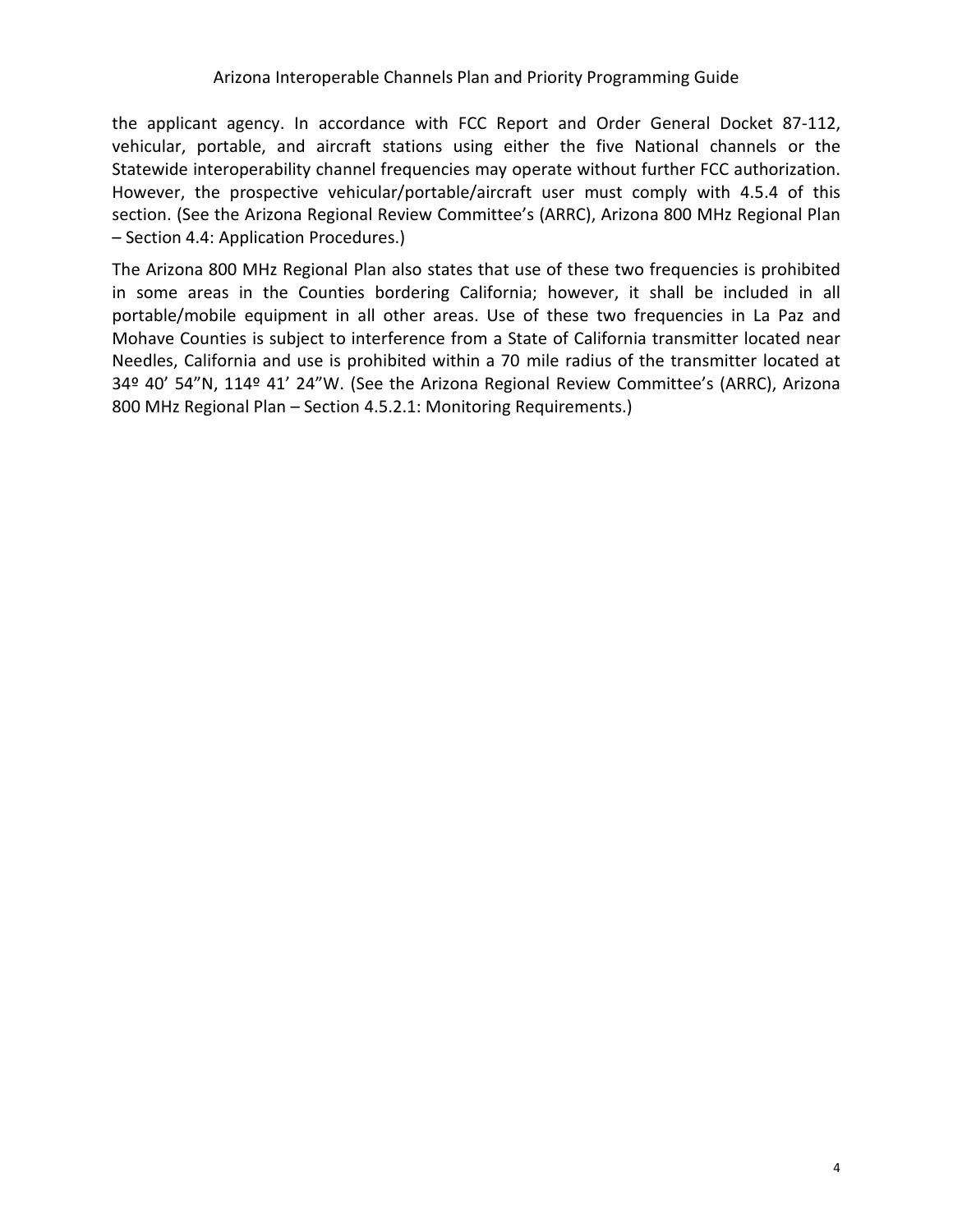the applicant agency. In accordance with FCC Report and Order General Docket 87-112, vehicular, portable, and aircraft stations using either the five National channels or the Statewide interoperability channel frequencies may operate without further FCC authorization. However, the prospective vehicular/portable/aircraft user must comply with 4.5.4 of this section. (See the Arizona Regional Review Committee's (ARRC), Arizona 800 MHz Regional Plan – Section 4.4: Application Procedures.)

The Arizona 800 MHz Regional Plan also states that use of these two frequencies is prohibited in some areas in the Counties bordering California; however, it shall be included in all portable/mobile equipment in all other areas. Use of these two frequencies in La Paz and Mohave Counties is subject to interference from a State of California transmitter located near Needles, California and use is prohibited within a 70 mile radius of the transmitter located at 34º 40' 54"N, 114º 41' 24"W. (See the Arizona Regional Review Committee's (ARRC), Arizona 800 MHz Regional Plan – Section 4.5.2.1: Monitoring Requirements.)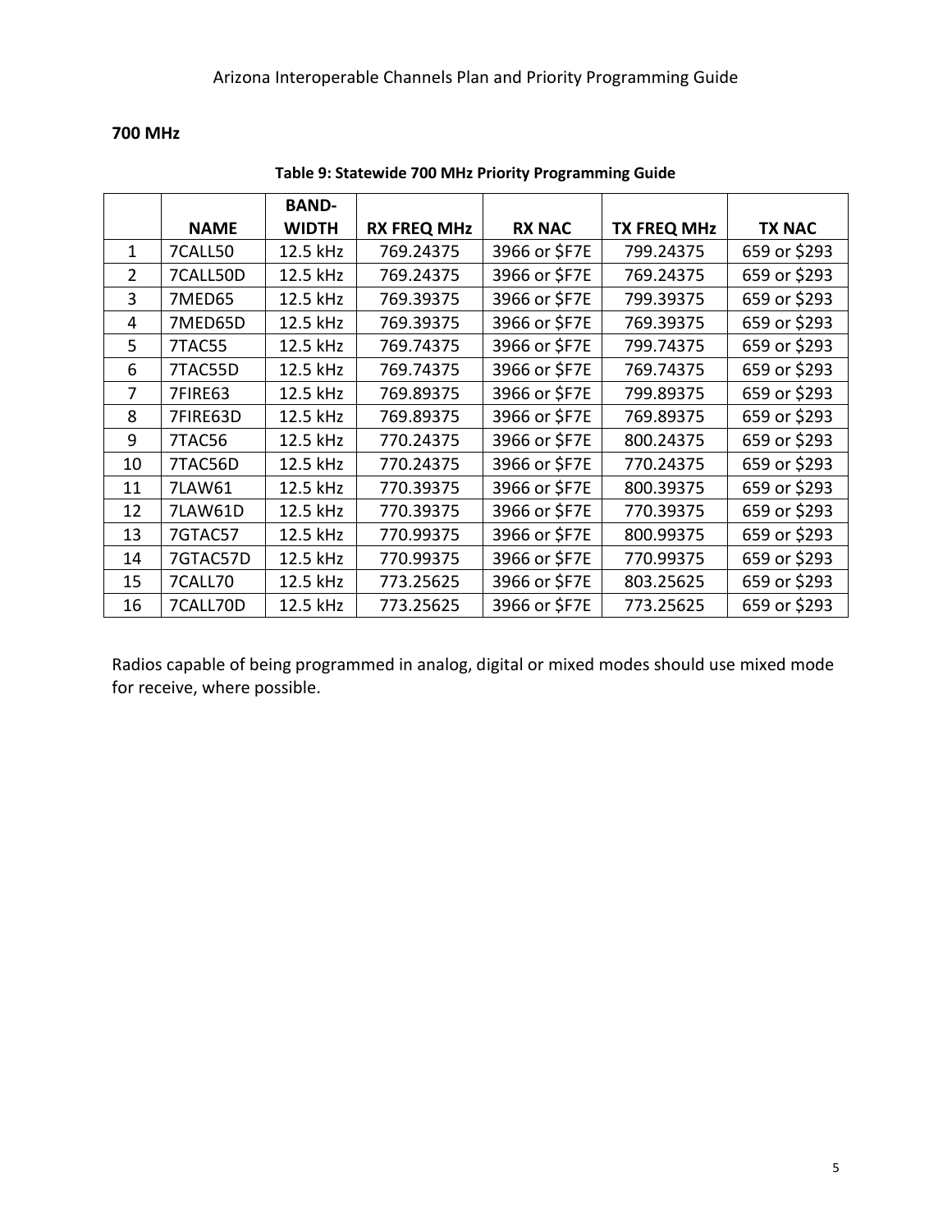### 700 MHz

**Table 9: Statewide 700 MHz Priority Programming Guide**

| | NAME | BAND-WIDTH | RX FREQ MHz | RX NAC | TX FREQ MHz | TX NAC |
|---|---|---|---|---|---|---|
| 1 | 7CALL50 | 12.5 kHz | 769.24375 | 3966 or $F7E | 799.24375 | 659 or $293 |
| 2 | 7CALL50D | 12.5 kHz | 769.24375 | 3966 or $F7E | 769.24375 | 659 or $293 |
| 3 | 7MED65 | 12.5 kHz | 769.39375 | 3966 or $F7E | 799.39375 | 659 or $293 |
| 4 | 7MED65D | 12.5 kHz | 769.39375 | 3966 or $F7E | 769.39375 | 659 or $293 |
| 5 | 7TAC55 | 12.5 kHz | 769.74375 | 3966 or $F7E | 799.74375 | 659 or $293 |
| 6 | 7TAC55D | 12.5 kHz | 769.74375 | 3966 or $F7E | 769.74375 | 659 or $293 |
| 7 | 7FIRE63 | 12.5 kHz | 769.89375 | 3966 or $F7E | 799.89375 | 659 or $293 |
| 8 | 7FIRE63D | 12.5 kHz | 769.89375 | 3966 or $F7E | 769.89375 | 659 or $293 |
| 9 | 7TAC56 | 12.5 kHz | 770.24375 | 3966 or $F7E | 800.24375 | 659 or $293 |
| 10 | 7TAC56D | 12.5 kHz | 770.24375 | 3966 or $F7E | 770.24375 | 659 or $293 |
| 11 | 7LAW61 | 12.5 kHz | 770.39375 | 3966 or $F7E | 800.39375 | 659 or $293 |
| 12 | 7LAW61D | 12.5 kHz | 770.39375 | 3966 or $F7E | 770.39375 | 659 or $293 |
| 13 | 7GTAC57 | 12.5 kHz | 770.99375 | 3966 or $F7E | 800.99375 | 659 or $293 |
| 14 | 7GTAC57D | 12.5 kHz | 770.99375 | 3966 or $F7E | 770.99375 | 659 or $293 |
| 15 | 7CALL70 | 12.5 kHz | 773.25625 | 3966 or $F7E | 803.25625 | 659 or $293 |
| 16 | 7CALL70D | 12.5 kHz | 773.25625 | 3966 or $F7E | 773.25625 | 659 or $293 |

Radios capable of being programmed in analog, digital or mixed modes should use mixed mode for receive, where possible.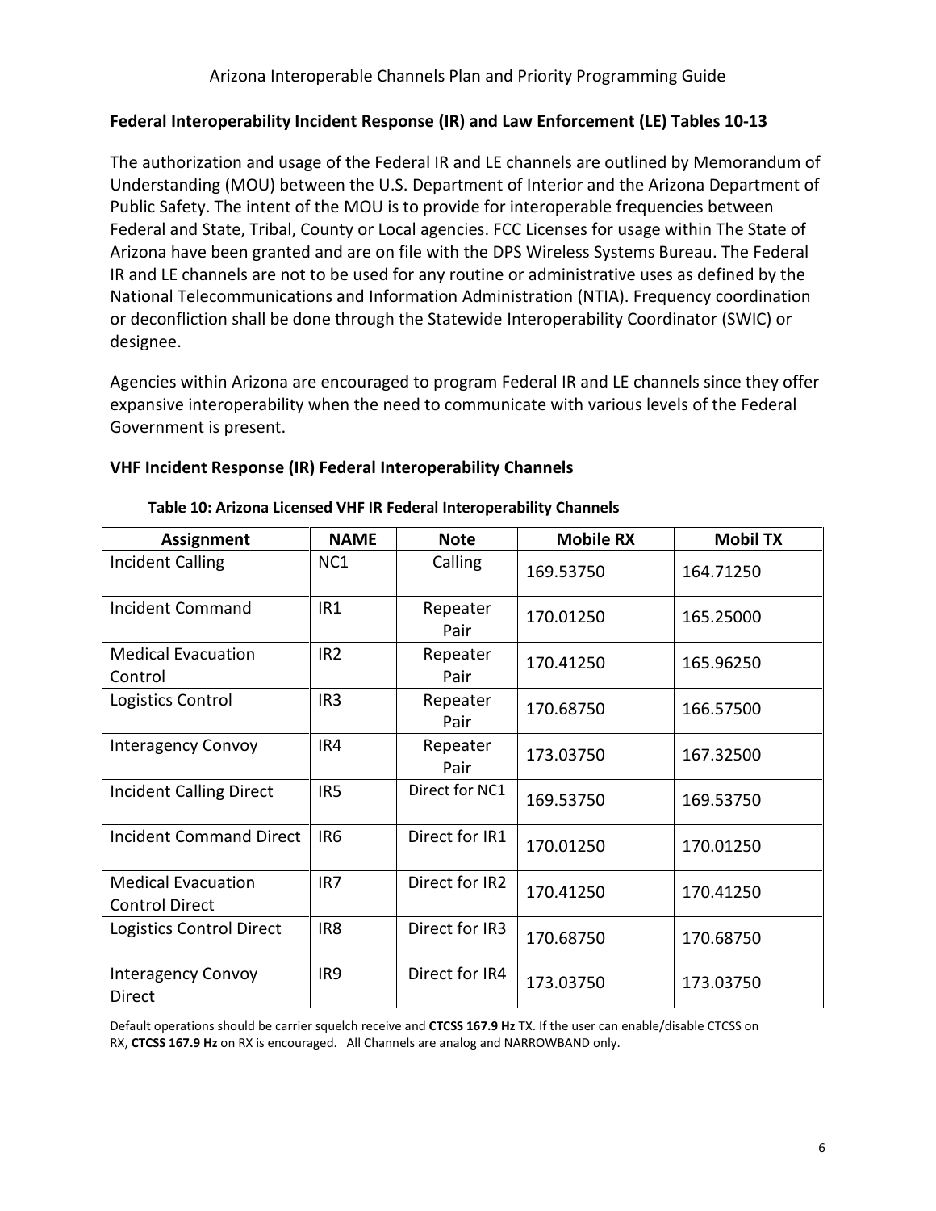### Federal Interoperability Incident Response (IR) and Law Enforcement (LE) Tables 10-13

The authorization and usage of the Federal IR and LE channels are outlined by Memorandum of Understanding (MOU) between the U.S. Department of Interior and the Arizona Department of Public Safety. The intent of the MOU is to provide for interoperable frequencies between Federal and State, Tribal, County or Local agencies. FCC Licenses for usage within The State of Arizona have been granted and are on file with the DPS Wireless Systems Bureau. The Federal IR and LE channels are not to be used for any routine or administrative uses as defined by the National Telecommunications and Information Administration (NTIA). Frequency coordination or deconfliction shall be done through the Statewide Interoperability Coordinator (SWIC) or designee.

Agencies within Arizona are encouraged to program Federal IR and LE channels since they offer expansive interoperability when the need to communicate with various levels of the Federal Government is present.

### VHF Incident Response (IR) Federal Interoperability Channels

**Table 10: Arizona Licensed VHF IR Federal Interoperability Channels**

| Assignment | NAME | Note | Mobile RX | Mobil TX |
|---|---|---|---|---|
| Incident Calling | NC1 | Calling | 169.53750 | 164.71250 |
| Incident Command | IR1 | Repeater Pair | 170.01250 | 165.25000 |
| Medical Evacuation Control | IR2 | Repeater Pair | 170.41250 | 165.96250 |
| Logistics Control | IR3 | Repeater Pair | 170.68750 | 166.57500 |
| Interagency Convoy | IR4 | Repeater Pair | 173.03750 | 167.32500 |
| Incident Calling Direct | IR5 | Direct for NC1 | 169.53750 | 169.53750 |
| Incident Command Direct | IR6 | Direct for IR1 | 170.01250 | 170.01250 |
| Medical Evacuation Control Direct | IR7 | Direct for IR2 | 170.41250 | 170.41250 |
| Logistics Control Direct | IR8 | Direct for IR3 | 170.68750 | 170.68750 |
| Interagency Convoy Direct | IR9 | Direct for IR4 | 173.03750 | 173.03750 |

Default operations should be carrier squelch receive and **CTCSS 167.9 Hz** TX. If the user can enable/disable CTCSS on RX, **CTCSS 167.9 Hz** on RX is encouraged. All Channels are analog and NARROWBAND only.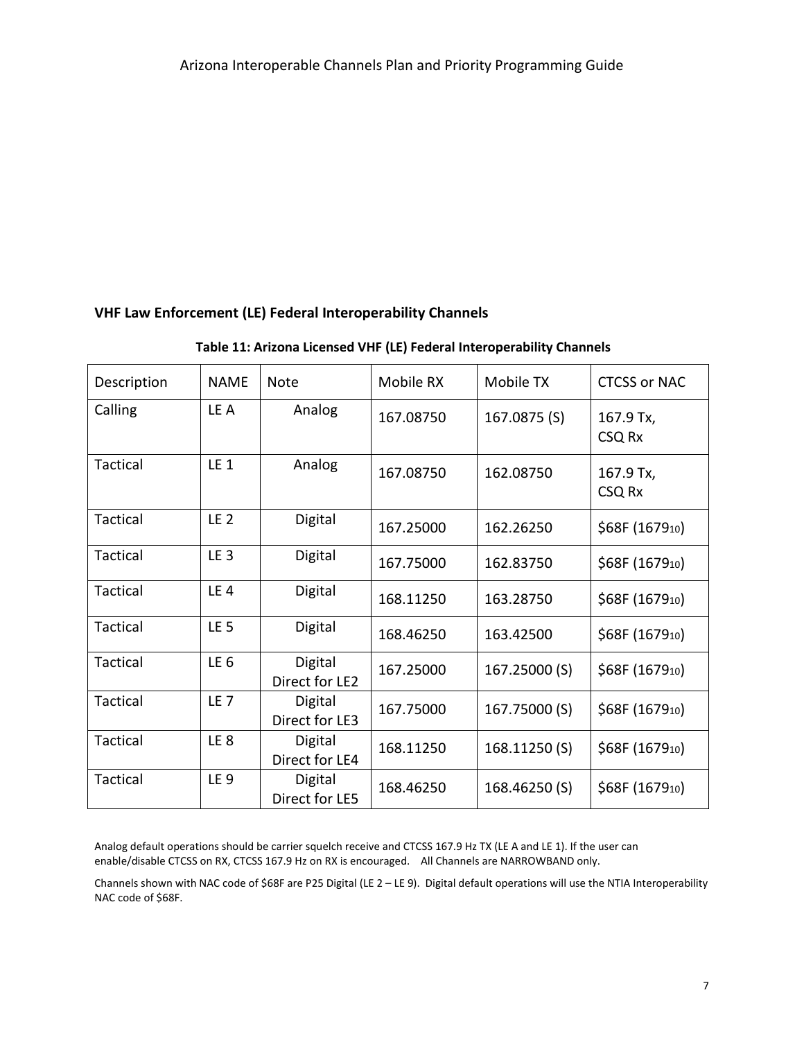## VHF Law Enforcement (LE) Federal Interoperability Channels

**Table 11: Arizona Licensed VHF (LE) Federal Interoperability Channels**

| Description | NAME | Note | Mobile RX | Mobile TX | CTCSS or NAC |
|---|---|---|---|---|---|
| Calling | LE A | Analog | 167.08750 | 167.0875 (S) | 167.9 Tx, CSQ Rx |
| Tactical | LE 1 | Analog | 167.08750 | 162.08750 | 167.9 Tx, CSQ Rx |
| Tactical | LE 2 | Digital | 167.25000 | 162.26250 | \$68F ($1679_{10}$) |
| Tactical | LE 3 | Digital | 167.75000 | 162.83750 | \$68F ($1679_{10}$) |
| Tactical | LE 4 | Digital | 168.11250 | 163.28750 | \$68F ($1679_{10}$) |
| Tactical | LE 5 | Digital | 168.46250 | 163.42500 | \$68F ($1679_{10}$) |
| Tactical | LE 6 | Digital Direct for LE2 | 167.25000 | 167.25000 (S) | \$68F ($1679_{10}$) |
| Tactical | LE 7 | Digital Direct for LE3 | 167.75000 | 167.75000 (S) | \$68F ($1679_{10}$) |
| Tactical | LE 8 | Digital Direct for LE4 | 168.11250 | 168.11250 (S) | \$68F ($1679_{10}$) |
| Tactical | LE 9 | Digital Direct for LE5 | 168.46250 | 168.46250 (S) | \$68F ($1679_{10}$) |

Analog default operations should be carrier squelch receive and CTCSS 167.9 Hz TX (LE A and LE 1). If the user can enable/disable CTCSS on RX, CTCSS 167.9 Hz on RX is encouraged. All Channels are NARROWBAND only.

Channels shown with NAC code of \$68F are P25 Digital (LE 2 – LE 9). Digital default operations will use the NTIA Interoperability NAC code of \$68F.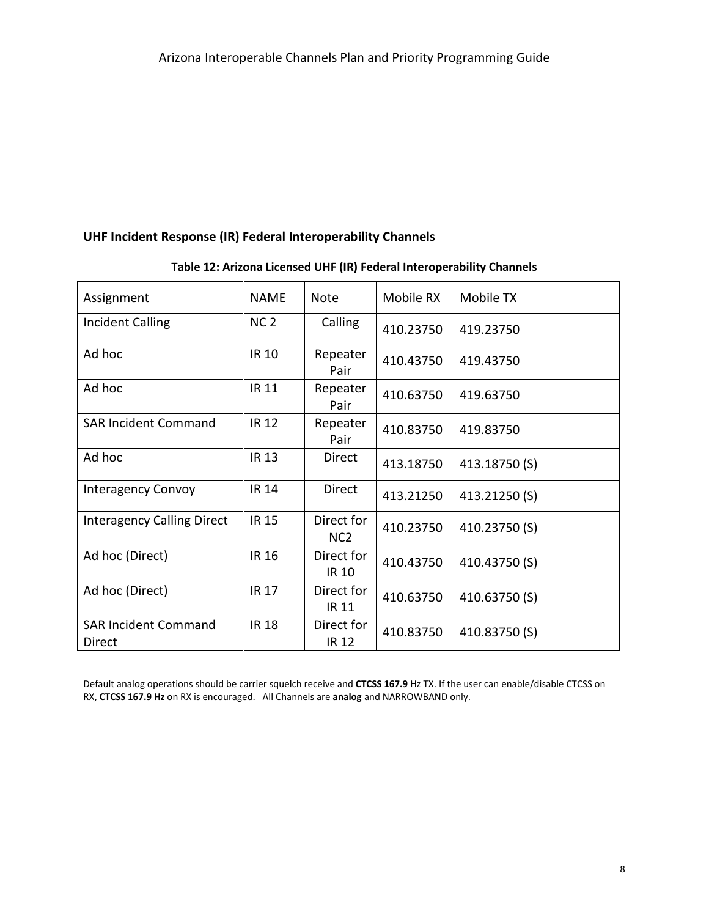## UHF Incident Response (IR) Federal Interoperability Channels

**Table 12: Arizona Licensed UHF (IR) Federal Interoperability Channels**

| Assignment | NAME | Note | Mobile RX | Mobile TX |
|---|---|---|---|---|
| Incident Calling | NC 2 | Calling | 410.23750 | 419.23750 |
| Ad hoc | IR 10 | Repeater Pair | 410.43750 | 419.43750 |
| Ad hoc | IR 11 | Repeater Pair | 410.63750 | 419.63750 |
| SAR Incident Command | IR 12 | Repeater Pair | 410.83750 | 419.83750 |
| Ad hoc | IR 13 | Direct | 413.18750 | 413.18750 (S) |
| Interagency Convoy | IR 14 | Direct | 413.21250 | 413.21250 (S) |
| Interagency Calling Direct | IR 15 | Direct for NC2 | 410.23750 | 410.23750 (S) |
| Ad hoc (Direct) | IR 16 | Direct for IR 10 | 410.43750 | 410.43750 (S) |
| Ad hoc (Direct) | IR 17 | Direct for IR 11 | 410.63750 | 410.63750 (S) |
| SAR Incident Command Direct | IR 18 | Direct for IR 12 | 410.83750 | 410.83750 (S) |

Default analog operations should be carrier squelch receive and **CTCSS 167.9** Hz TX. If the user can enable/disable CTCSS on RX, **CTCSS 167.9 Hz** on RX is encouraged. All Channels are **analog** and NARROWBAND only.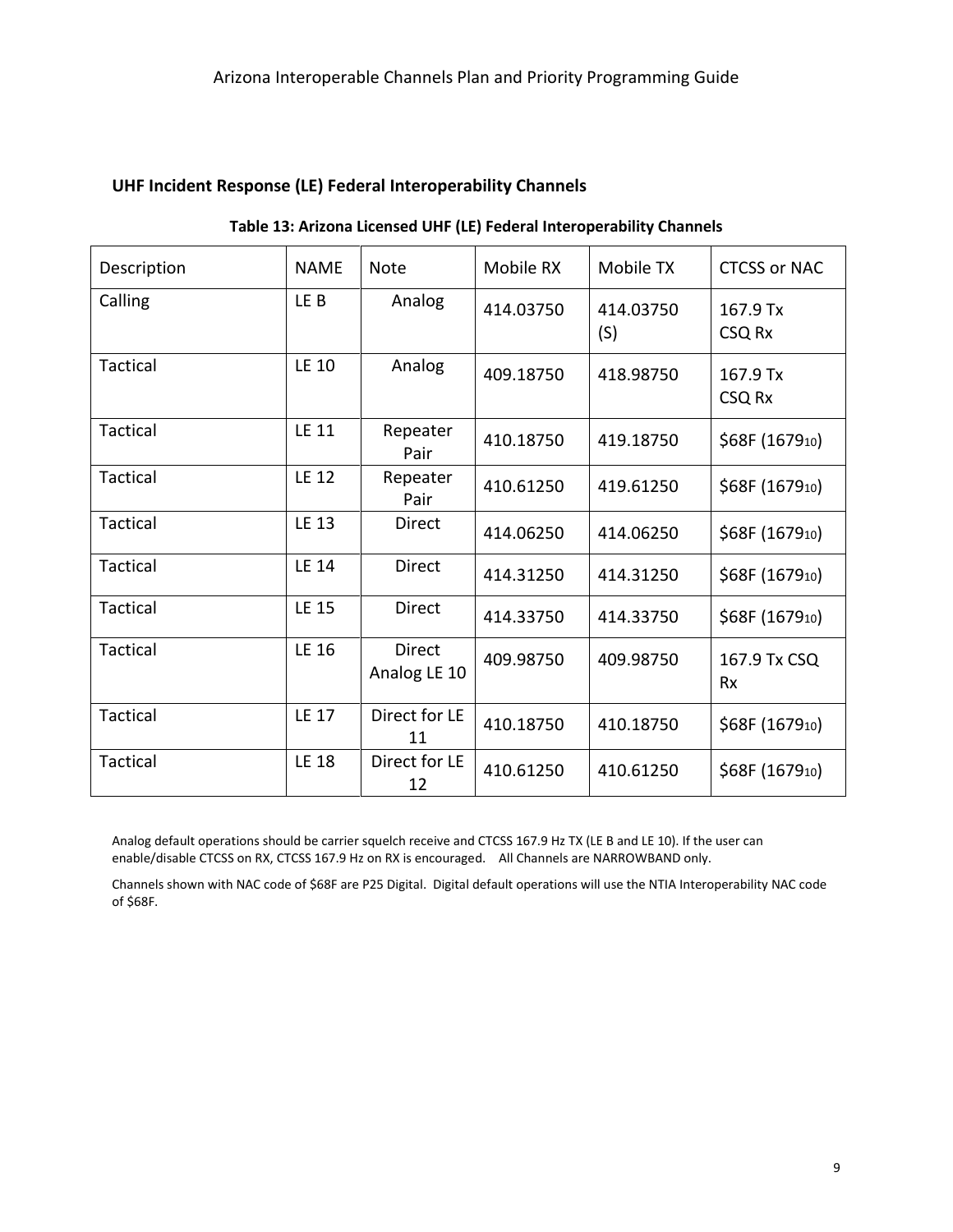## UHF Incident Response (LE) Federal Interoperability Channels

**Table 13: Arizona Licensed UHF (LE) Federal Interoperability Channels**

| Description | NAME | Note | Mobile RX | Mobile TX | CTCSS or NAC |
|---|---|---|---|---|---|
| Calling | LE B | Analog | 414.03750 | 414.03750 (S) | 167.9 Tx CSQ Rx |
| Tactical | LE 10 | Analog | 409.18750 | 418.98750 | 167.9 Tx CSQ Rx |
| Tactical | LE 11 | Repeater Pair | 410.18750 | 419.18750 | \$68F ($1679_{10}$) |
| Tactical | LE 12 | Repeater Pair | 410.61250 | 419.61250 | \$68F ($1679_{10}$) |
| Tactical | LE 13 | Direct | 414.06250 | 414.06250 | \$68F ($1679_{10}$) |
| Tactical | LE 14 | Direct | 414.31250 | 414.31250 | \$68F ($1679_{10}$) |
| Tactical | LE 15 | Direct | 414.33750 | 414.33750 | \$68F ($1679_{10}$) |
| Tactical | LE 16 | Direct Analog LE 10 | 409.98750 | 409.98750 | 167.9 Tx CSQ Rx |
| Tactical | LE 17 | Direct for LE 11 | 410.18750 | 410.18750 | \$68F ($1679_{10}$) |
| Tactical | LE 18 | Direct for LE 12 | 410.61250 | 410.61250 | \$68F ($1679_{10}$) |

Analog default operations should be carrier squelch receive and CTCSS 167.9 Hz TX (LE B and LE 10). If the user can enable/disable CTCSS on RX, CTCSS 167.9 Hz on RX is encouraged. All Channels are NARROWBAND only.

Channels shown with NAC code of $68F are P25 Digital. Digital default operations will use the NTIA Interoperability NAC code of $68F.